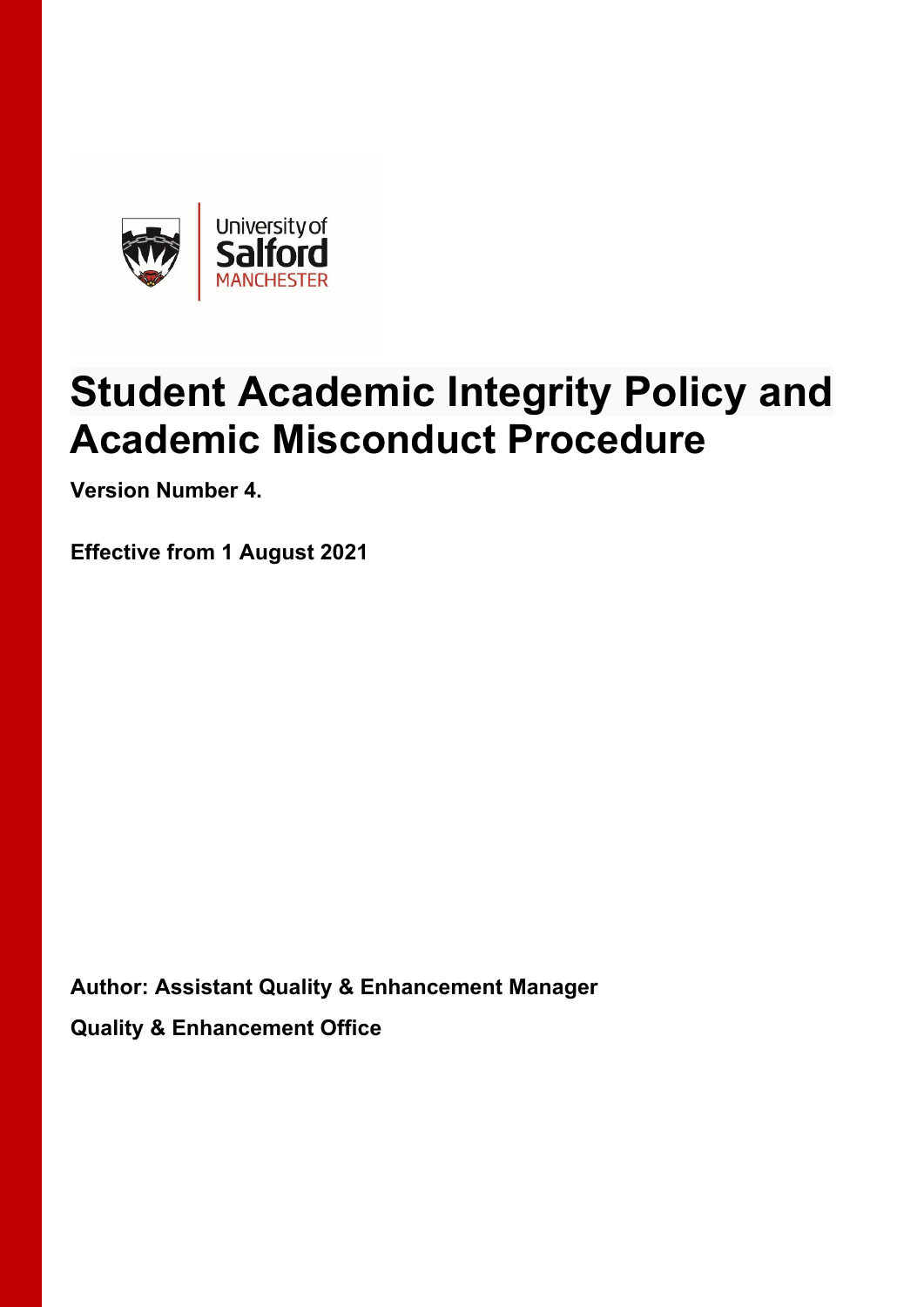University of Salford MANCHESTER

# Student Academic Integrity Policy and Academic Misconduct Procedure

**Version Number 4.**

**Effective from 1 August 2021**

**Author: Assistant Quality & Enhancement Manager**

**Quality & Enhancement Office**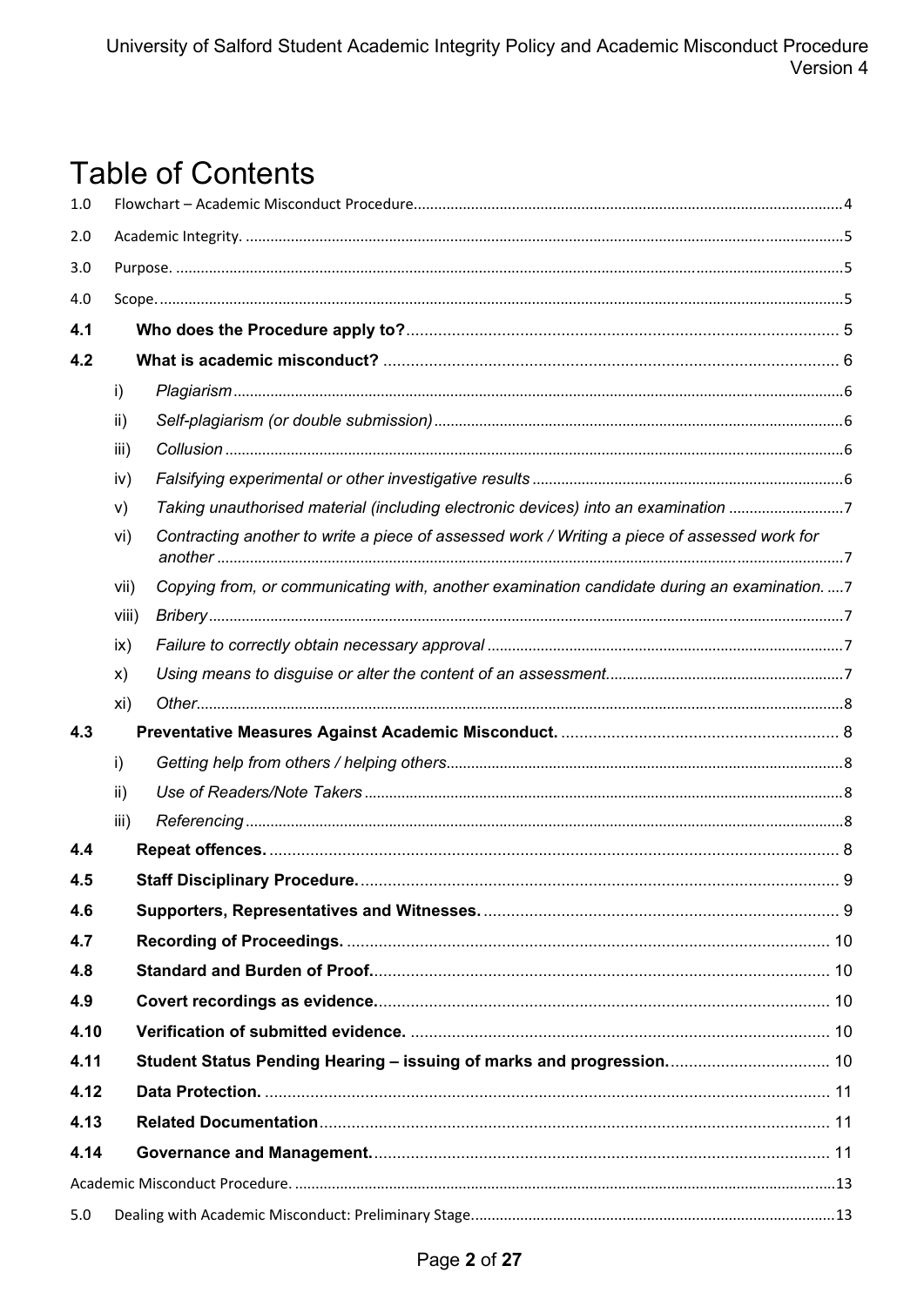# Table of Contents

1.0 Flowchart – Academic Misconduct Procedure ..... 4

2.0 Academic Integrity. ..... 5

3.0 Purpose. ..... 5

4.0 Scope. ..... 5

**4.1 Who does the Procedure apply to?** ..... 5

**4.2 What is academic misconduct?** ..... 6

- i) *Plagiarism* ..... 6
- ii) *Self-plagiarism (or double submission)* ..... 6
- iii) *Collusion* ..... 6
- iv) *Falsifying experimental or other investigative results* ..... 6
- v) *Taking unauthorised material (including electronic devices) into an examination* ..... 7
- vi) *Contracting another to write a piece of assessed work / Writing a piece of assessed work for another* ..... 7
- vii) *Copying from, or communicating with, another examination candidate during an examination.* ..... 7
- viii) *Bribery* ..... 7
- ix) *Failure to correctly obtain necessary approval* ..... 7
- x) *Using means to disguise or alter the content of an assessment.* ..... 7
- xi) *Other* ..... 8

**4.3 Preventative Measures Against Academic Misconduct.** ..... 8

- i) *Getting help from others / helping others* ..... 8
- ii) *Use of Readers/Note Takers* ..... 8
- iii) *Referencing* ..... 8

**4.4 Repeat offences.** ..... 8

**4.5 Staff Disciplinary Procedure.** ..... 9

**4.6 Supporters, Representatives and Witnesses.** ..... 9

**4.7 Recording of Proceedings.** ..... 10

**4.8 Standard and Burden of Proof.** ..... 10

**4.9 Covert recordings as evidence.** ..... 10

**4.10 Verification of submitted evidence.** ..... 10

**4.11 Student Status Pending Hearing – issuing of marks and progression.** ..... 10

**4.12 Data Protection.** ..... 11

**4.13 Related Documentation** ..... 11

**4.14 Governance and Management.** ..... 11

Academic Misconduct Procedure. ..... 13

5.0 Dealing with Academic Misconduct: Preliminary Stage. ..... 13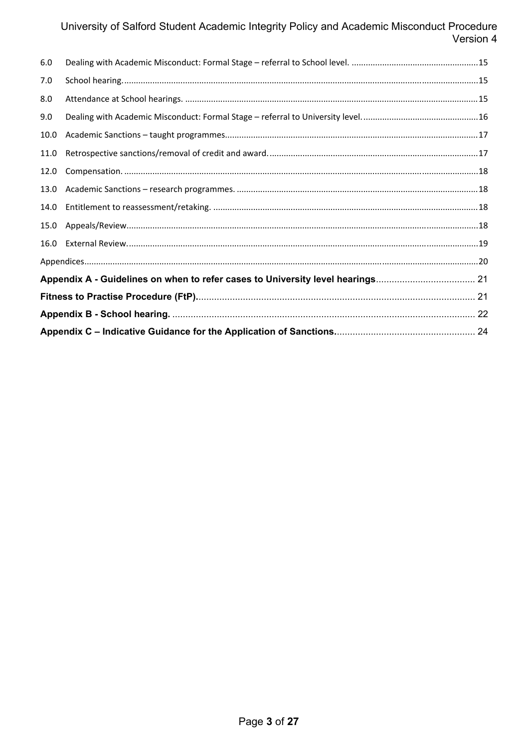| | | |
|---|---|---|
| 6.0 | Dealing with Academic Misconduct: Formal Stage – referral to School level. | 15 |
| 7.0 | School hearing. | 15 |
| 8.0 | Attendance at School hearings. | 15 |
| 9.0 | Dealing with Academic Misconduct: Formal Stage – referral to University level. | 16 |
| 10.0 | Academic Sanctions – taught programmes. | 17 |
| 11.0 | Retrospective sanctions/removal of credit and award. | 17 |
| 12.0 | Compensation. | 18 |
| 13.0 | Academic Sanctions – research programmes. | 18 |
| 14.0 | Entitlement to reassessment/retaking. | 18 |
| 15.0 | Appeals/Review. | 18 |
| 16.0 | External Review. | 19 |

Appendices ..... 20

**Appendix A - Guidelines on when to refer cases to University level hearings** ..... 21

**Fitness to Practise Procedure (FtP).** ..... 21

**Appendix B - School hearing.** ..... 22

**Appendix C – Indicative Guidance for the Application of Sanctions.** ..... 24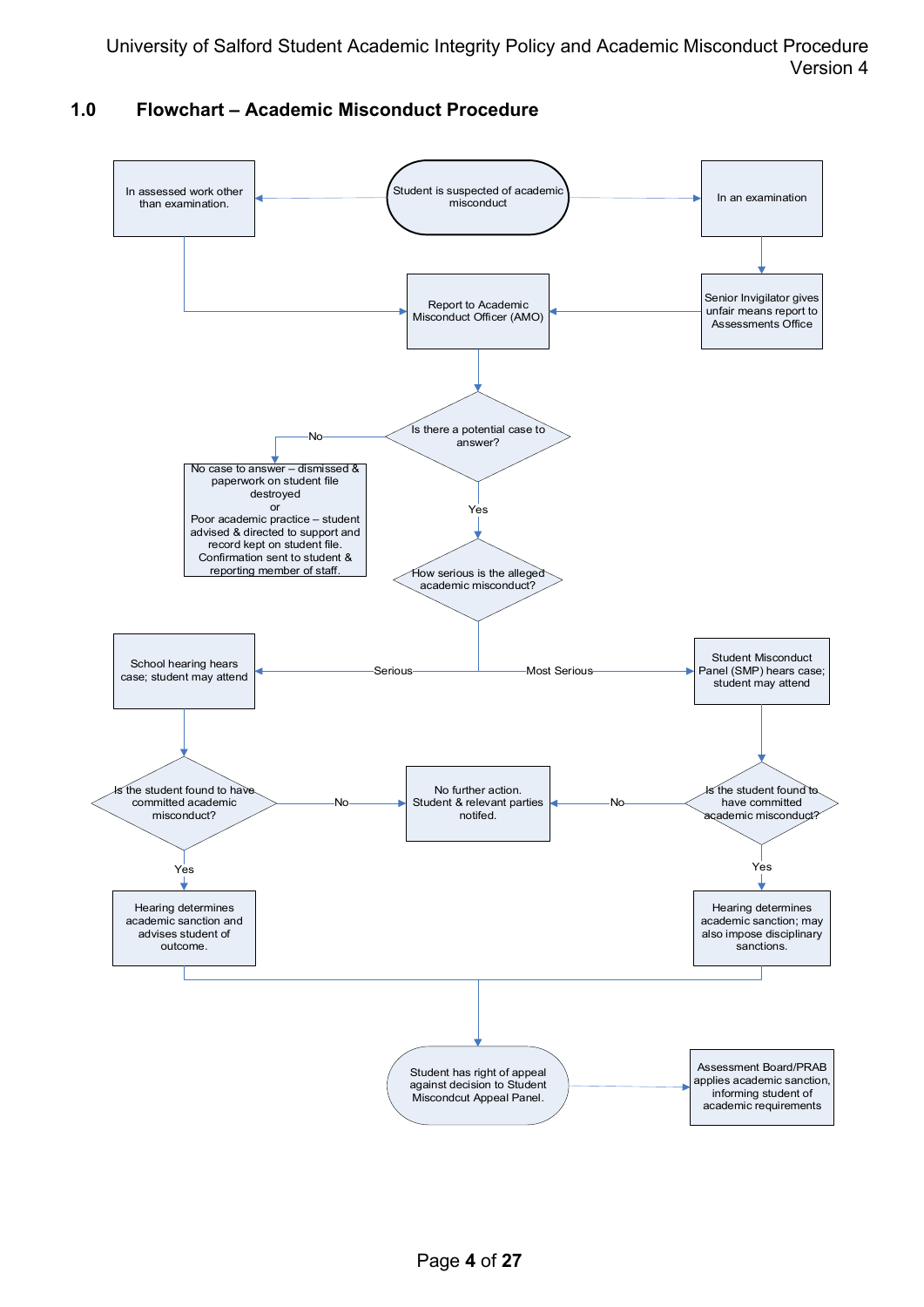## 1.0 Flowchart – Academic Misconduct Procedure

Student is suspected of academic misconduct

In assessed work other than examination.

In an examination

Senior Invigilator gives unfair means report to Assessments Office

Report to Academic Misconduct Officer (AMO)

Is there a potential case to answer?

No

No case to answer – dismissed & paperwork on student file destroyed
or
Poor academic practice – student advised & directed to support and record kept on student file.
Confirmation sent to student & reporting member of staff.

Yes

How serious is the alleged academic misconduct?

Serious

School hearing hears case; student may attend

Most Serious

Student Misconduct Panel (SMP) hears case; student may attend

Is the student found to have committed academic misconduct?

No

No further action.
Student & relevant parties notifed.

No

Is the student found to have committed academic misconduct?

Yes

Hearing determines academic sanction and advises student of outcome.

Yes

Hearing determines academic sanction; may also impose disciplinary sanctions.

Student has right of appeal against decision to Student Miscondcut Appeal Panel.

Assessment Board/PRAB applies academic sanction, informing student of academic requirements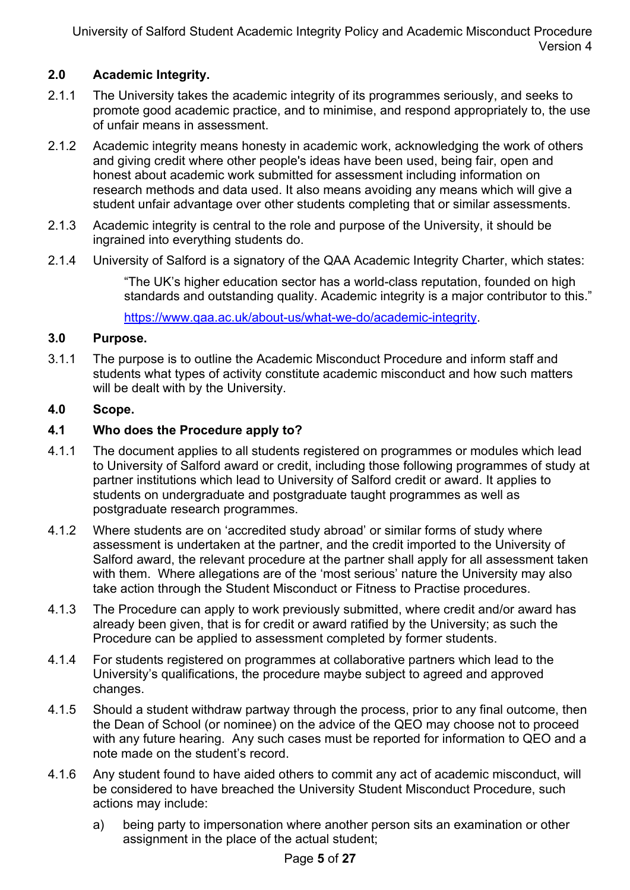## 2.0 Academic Integrity.

2.1.1 The University takes the academic integrity of its programmes seriously, and seeks to promote good academic practice, and to minimise, and respond appropriately to, the use of unfair means in assessment.

2.1.2 Academic integrity means honesty in academic work, acknowledging the work of others and giving credit where other people's ideas have been used, being fair, open and honest about academic work submitted for assessment including information on research methods and data used. It also means avoiding any means which will give a student unfair advantage over other students completing that or similar assessments.

2.1.3 Academic integrity is central to the role and purpose of the University, it should be ingrained into everything students do.

2.1.4 University of Salford is a signatory of the QAA Academic Integrity Charter, which states:

> "The UK's higher education sector has a world-class reputation, founded on high standards and outstanding quality. Academic integrity is a major contributor to this."
>
> https://www.qaa.ac.uk/about-us/what-we-do/academic-integrity.

## 3.0 Purpose.

3.1.1 The purpose is to outline the Academic Misconduct Procedure and inform staff and students what types of activity constitute academic misconduct and how such matters will be dealt with by the University.

## 4.0 Scope.

### 4.1 Who does the Procedure apply to?

4.1.1 The document applies to all students registered on programmes or modules which lead to University of Salford award or credit, including those following programmes of study at partner institutions which lead to University of Salford credit or award. It applies to students on undergraduate and postgraduate taught programmes as well as postgraduate research programmes.

4.1.2 Where students are on 'accredited study abroad' or similar forms of study where assessment is undertaken at the partner, and the credit imported to the University of Salford award, the relevant procedure at the partner shall apply for all assessment taken with them. Where allegations are of the 'most serious' nature the University may also take action through the Student Misconduct or Fitness to Practise procedures.

4.1.3 The Procedure can apply to work previously submitted, where credit and/or award has already been given, that is for credit or award ratified by the University; as such the Procedure can be applied to assessment completed by former students.

4.1.4 For students registered on programmes at collaborative partners which lead to the University's qualifications, the procedure maybe subject to agreed and approved changes.

4.1.5 Should a student withdraw partway through the process, prior to any final outcome, then the Dean of School (or nominee) on the advice of the QEO may choose not to proceed with any future hearing. Any such cases must be reported for information to QEO and a note made on the student's record.

4.1.6 Any student found to have aided others to commit any act of academic misconduct, will be considered to have breached the University Student Misconduct Procedure, such actions may include:

a) being party to impersonation where another person sits an examination or other assignment in the place of the actual student;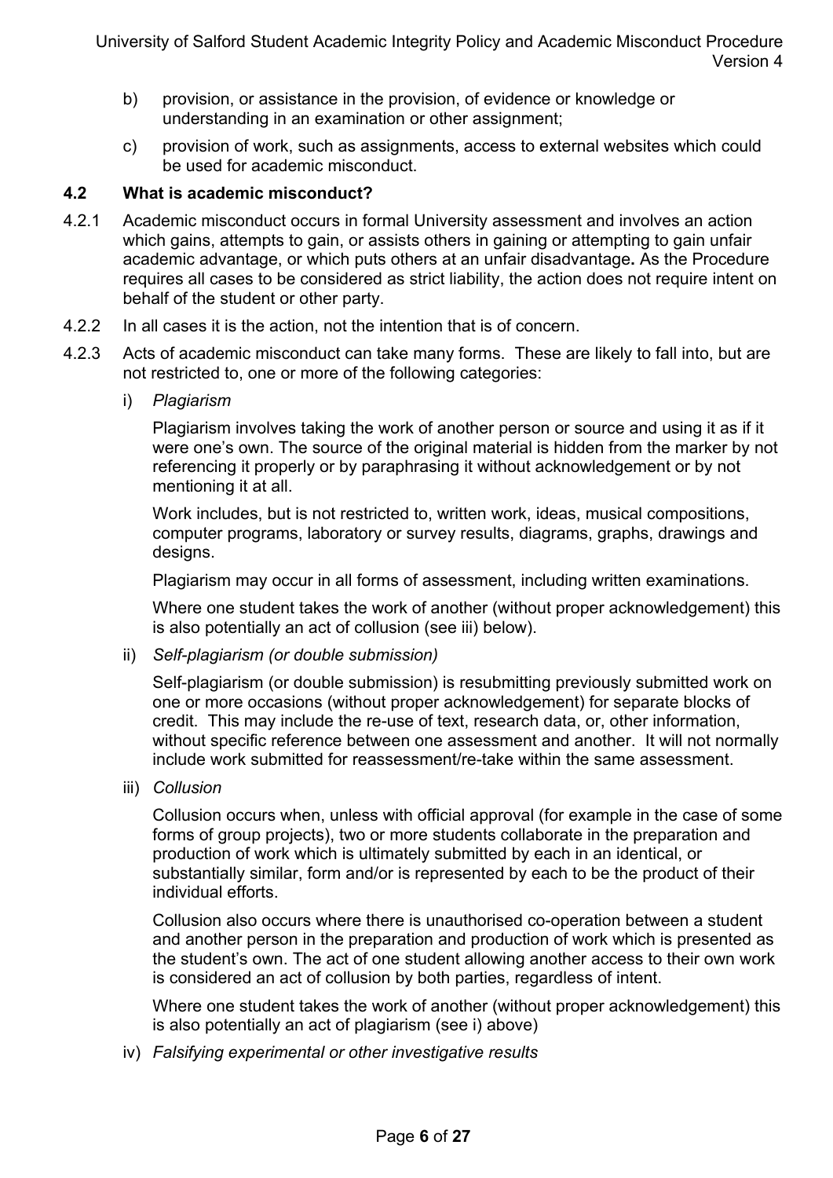b) provision, or assistance in the provision, of evidence or knowledge or understanding in an examination or other assignment;

c) provision of work, such as assignments, access to external websites which could be used for academic misconduct.

### 4.2 What is academic misconduct?

4.2.1 Academic misconduct occurs in formal University assessment and involves an action which gains, attempts to gain, or assists others in gaining or attempting to gain unfair academic advantage, or which puts others at an unfair disadvantage**.** As the Procedure requires all cases to be considered as strict liability, the action does not require intent on behalf of the student or other party.

4.2.2 In all cases it is the action, not the intention that is of concern.

4.2.3 Acts of academic misconduct can take many forms. These are likely to fall into, but are not restricted to, one or more of the following categories:

i) *Plagiarism*

Plagiarism involves taking the work of another person or source and using it as if it were one's own. The source of the original material is hidden from the marker by not referencing it properly or by paraphrasing it without acknowledgement or by not mentioning it at all.

Work includes, but is not restricted to, written work, ideas, musical compositions, computer programs, laboratory or survey results, diagrams, graphs, drawings and designs.

Plagiarism may occur in all forms of assessment, including written examinations.

Where one student takes the work of another (without proper acknowledgement) this is also potentially an act of collusion (see iii) below).

ii) *Self-plagiarism (or double submission)*

Self-plagiarism (or double submission) is resubmitting previously submitted work on one or more occasions (without proper acknowledgement) for separate blocks of credit. This may include the re-use of text, research data, or, other information, without specific reference between one assessment and another. It will not normally include work submitted for reassessment/re-take within the same assessment.

iii) *Collusion*

Collusion occurs when, unless with official approval (for example in the case of some forms of group projects), two or more students collaborate in the preparation and production of work which is ultimately submitted by each in an identical, or substantially similar, form and/or is represented by each to be the product of their individual efforts.

Collusion also occurs where there is unauthorised co-operation between a student and another person in the preparation and production of work which is presented as the student's own. The act of one student allowing another access to their own work is considered an act of collusion by both parties, regardless of intent.

Where one student takes the work of another (without proper acknowledgement) this is also potentially an act of plagiarism (see i) above)

iv) *Falsifying experimental or other investigative results*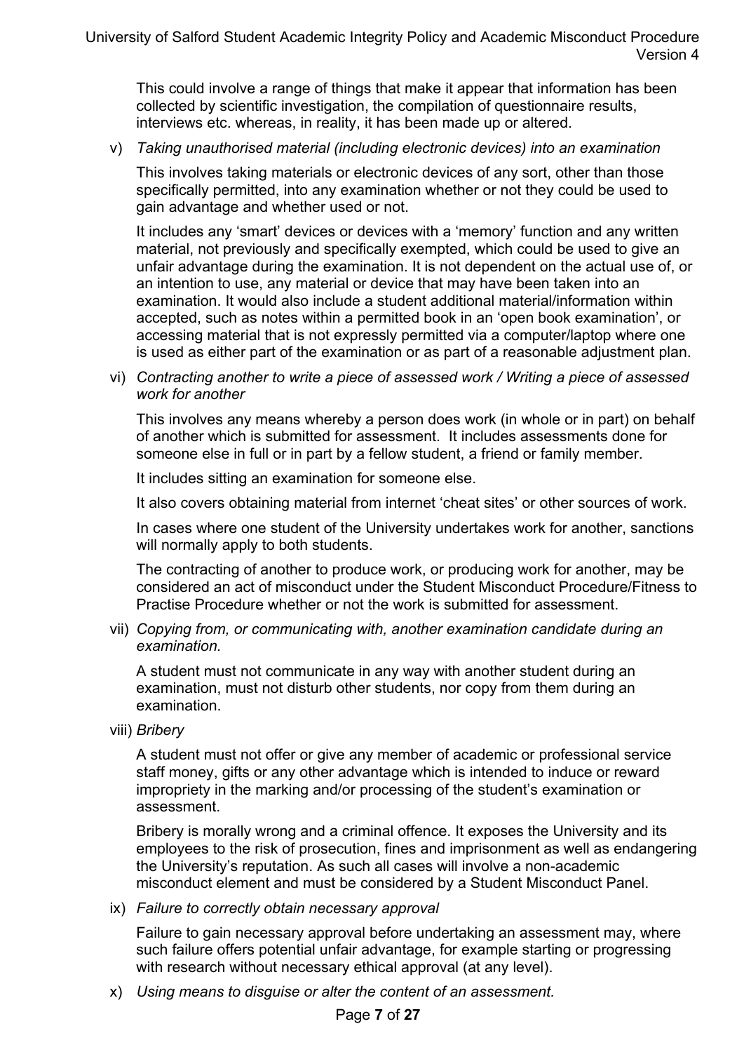This could involve a range of things that make it appear that information has been collected by scientific investigation, the compilation of questionnaire results, interviews etc. whereas, in reality, it has been made up or altered.

v) *Taking unauthorised material (including electronic devices) into an examination*

This involves taking materials or electronic devices of any sort, other than those specifically permitted, into any examination whether or not they could be used to gain advantage and whether used or not.

It includes any 'smart' devices or devices with a 'memory' function and any written material, not previously and specifically exempted, which could be used to give an unfair advantage during the examination. It is not dependent on the actual use of, or an intention to use, any material or device that may have been taken into an examination. It would also include a student additional material/information within accepted, such as notes within a permitted book in an 'open book examination', or accessing material that is not expressly permitted via a computer/laptop where one is used as either part of the examination or as part of a reasonable adjustment plan.

vi) *Contracting another to write a piece of assessed work / Writing a piece of assessed work for another*

This involves any means whereby a person does work (in whole or in part) on behalf of another which is submitted for assessment. It includes assessments done for someone else in full or in part by a fellow student, a friend or family member.

It includes sitting an examination for someone else.

It also covers obtaining material from internet 'cheat sites' or other sources of work.

In cases where one student of the University undertakes work for another, sanctions will normally apply to both students.

The contracting of another to produce work, or producing work for another, may be considered an act of misconduct under the Student Misconduct Procedure/Fitness to Practise Procedure whether or not the work is submitted for assessment.

vii) *Copying from, or communicating with, another examination candidate during an examination.*

A student must not communicate in any way with another student during an examination, must not disturb other students, nor copy from them during an examination.

viii) *Bribery*

A student must not offer or give any member of academic or professional service staff money, gifts or any other advantage which is intended to induce or reward impropriety in the marking and/or processing of the student's examination or assessment.

Bribery is morally wrong and a criminal offence. It exposes the University and its employees to the risk of prosecution, fines and imprisonment as well as endangering the University's reputation. As such all cases will involve a non-academic misconduct element and must be considered by a Student Misconduct Panel.

ix) *Failure to correctly obtain necessary approval*

Failure to gain necessary approval before undertaking an assessment may, where such failure offers potential unfair advantage, for example starting or progressing with research without necessary ethical approval (at any level).

x) *Using means to disguise or alter the content of an assessment.*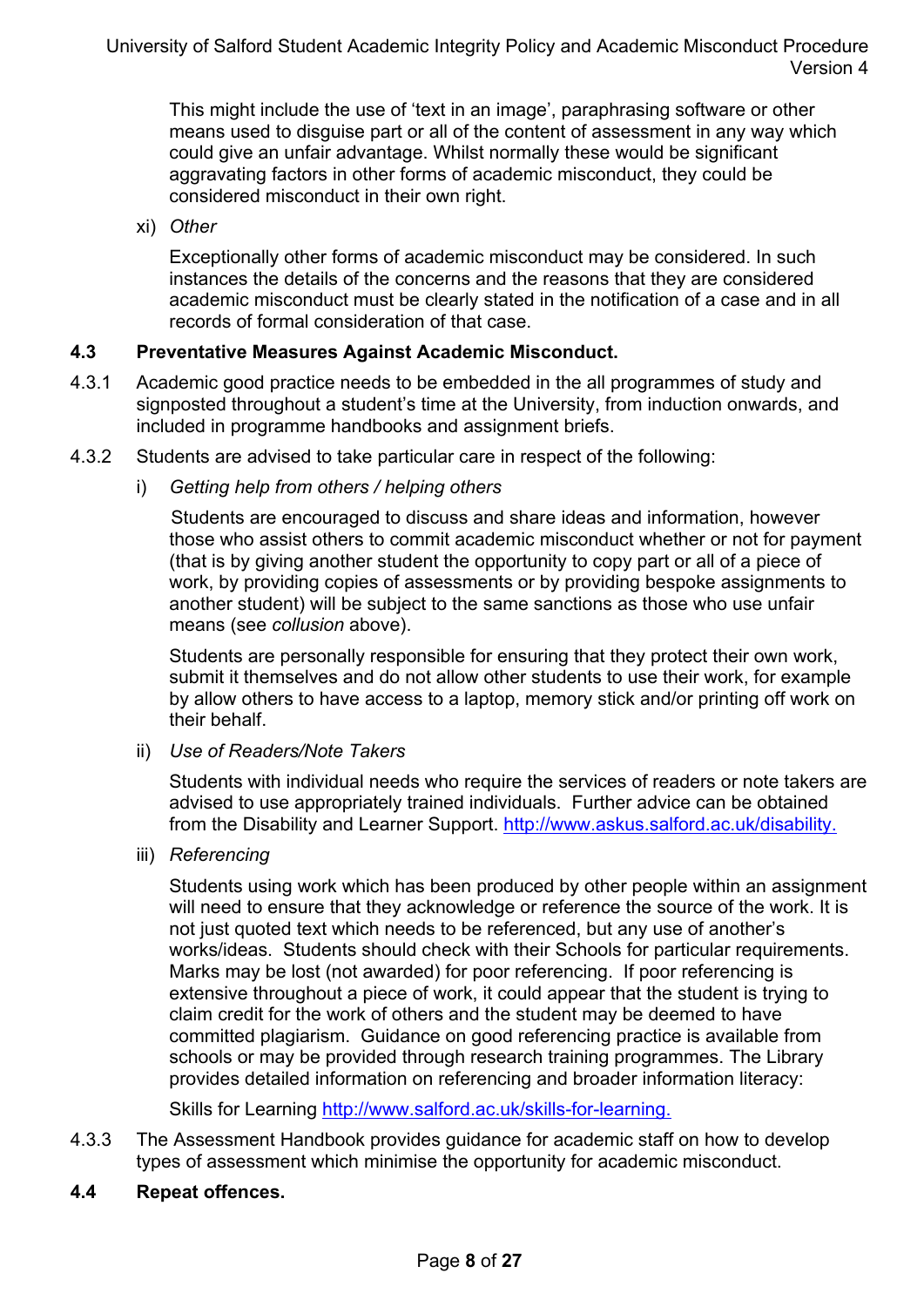This might include the use of 'text in an image', paraphrasing software or other means used to disguise part or all of the content of assessment in any way which could give an unfair advantage. Whilst normally these would be significant aggravating factors in other forms of academic misconduct, they could be considered misconduct in their own right.

xi) *Other*

Exceptionally other forms of academic misconduct may be considered. In such instances the details of the concerns and the reasons that they are considered academic misconduct must be clearly stated in the notification of a case and in all records of formal consideration of that case.

### 4.3 Preventative Measures Against Academic Misconduct.

4.3.1 Academic good practice needs to be embedded in the all programmes of study and signposted throughout a student's time at the University, from induction onwards, and included in programme handbooks and assignment briefs.

4.3.2 Students are advised to take particular care in respect of the following:

i) *Getting help from others / helping others*

Students are encouraged to discuss and share ideas and information, however those who assist others to commit academic misconduct whether or not for payment (that is by giving another student the opportunity to copy part or all of a piece of work, by providing copies of assessments or by providing bespoke assignments to another student) will be subject to the same sanctions as those who use unfair means (see *collusion* above).

Students are personally responsible for ensuring that they protect their own work, submit it themselves and do not allow other students to use their work, for example by allow others to have access to a laptop, memory stick and/or printing off work on their behalf.

ii) *Use of Readers/Note Takers*

Students with individual needs who require the services of readers or note takers are advised to use appropriately trained individuals. Further advice can be obtained from the Disability and Learner Support. [http://www.askus.salford.ac.uk/disability.](http://www.askus.salford.ac.uk/disability)

iii) *Referencing*

Students using work which has been produced by other people within an assignment will need to ensure that they acknowledge or reference the source of the work. It is not just quoted text which needs to be referenced, but any use of another's works/ideas. Students should check with their Schools for particular requirements. Marks may be lost (not awarded) for poor referencing. If poor referencing is extensive throughout a piece of work, it could appear that the student is trying to claim credit for the work of others and the student may be deemed to have committed plagiarism. Guidance on good referencing practice is available from schools or may be provided through research training programmes. The Library provides detailed information on referencing and broader information literacy:

Skills for Learning [http://www.salford.ac.uk/skills-for-learning.](http://www.salford.ac.uk/skills-for-learning)

4.3.3 The Assessment Handbook provides guidance for academic staff on how to develop types of assessment which minimise the opportunity for academic misconduct.

### 4.4 Repeat offences.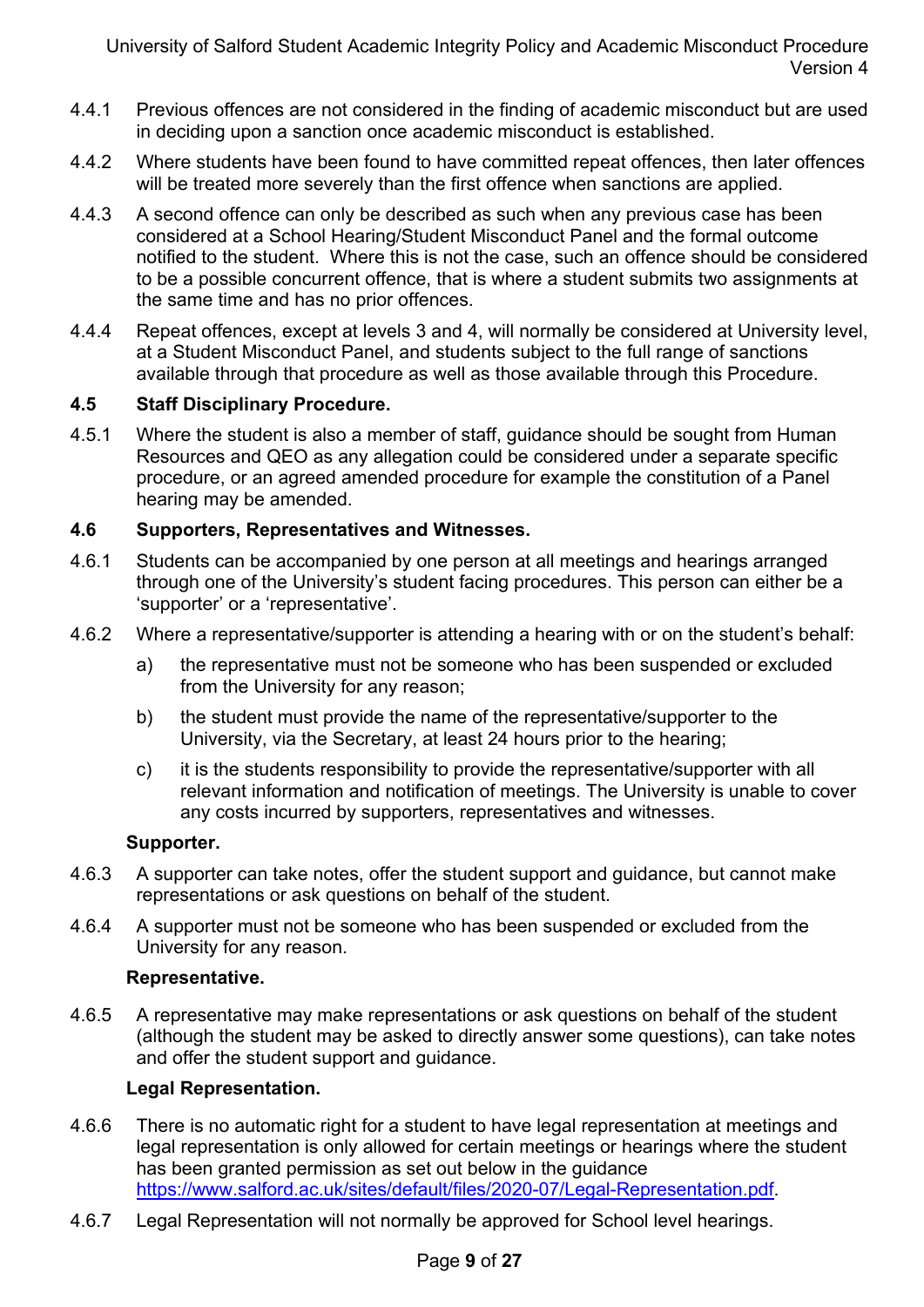4.4.1 Previous offences are not considered in the finding of academic misconduct but are used in deciding upon a sanction once academic misconduct is established.

4.4.2 Where students have been found to have committed repeat offences, then later offences will be treated more severely than the first offence when sanctions are applied.

4.4.3 A second offence can only be described as such when any previous case has been considered at a School Hearing/Student Misconduct Panel and the formal outcome notified to the student. Where this is not the case, such an offence should be considered to be a possible concurrent offence, that is where a student submits two assignments at the same time and has no prior offences.

4.4.4 Repeat offences, except at levels 3 and 4, will normally be considered at University level, at a Student Misconduct Panel, and students subject to the full range of sanctions available through that procedure as well as those available through this Procedure.

### 4.5 Staff Disciplinary Procedure.

4.5.1 Where the student is also a member of staff, guidance should be sought from Human Resources and QEO as any allegation could be considered under a separate specific procedure, or an agreed amended procedure for example the constitution of a Panel hearing may be amended.

### 4.6 Supporters, Representatives and Witnesses.

4.6.1 Students can be accompanied by one person at all meetings and hearings arranged through one of the University's student facing procedures. This person can either be a 'supporter' or a 'representative'.

4.6.2 Where a representative/supporter is attending a hearing with or on the student's behalf:

a) the representative must not be someone who has been suspended or excluded from the University for any reason;

b) the student must provide the name of the representative/supporter to the University, via the Secretary, at least 24 hours prior to the hearing;

c) it is the students responsibility to provide the representative/supporter with all relevant information and notification of meetings. The University is unable to cover any costs incurred by supporters, representatives and witnesses.

**Supporter.**

4.6.3 A supporter can take notes, offer the student support and guidance, but cannot make representations or ask questions on behalf of the student.

4.6.4 A supporter must not be someone who has been suspended or excluded from the University for any reason.

**Representative.**

4.6.5 A representative may make representations or ask questions on behalf of the student (although the student may be asked to directly answer some questions), can take notes and offer the student support and guidance.

**Legal Representation.**

4.6.6 There is no automatic right for a student to have legal representation at meetings and legal representation is only allowed for certain meetings or hearings where the student has been granted permission as set out below in the guidance https://www.salford.ac.uk/sites/default/files/2020-07/Legal-Representation.pdf.

4.6.7 Legal Representation will not normally be approved for School level hearings.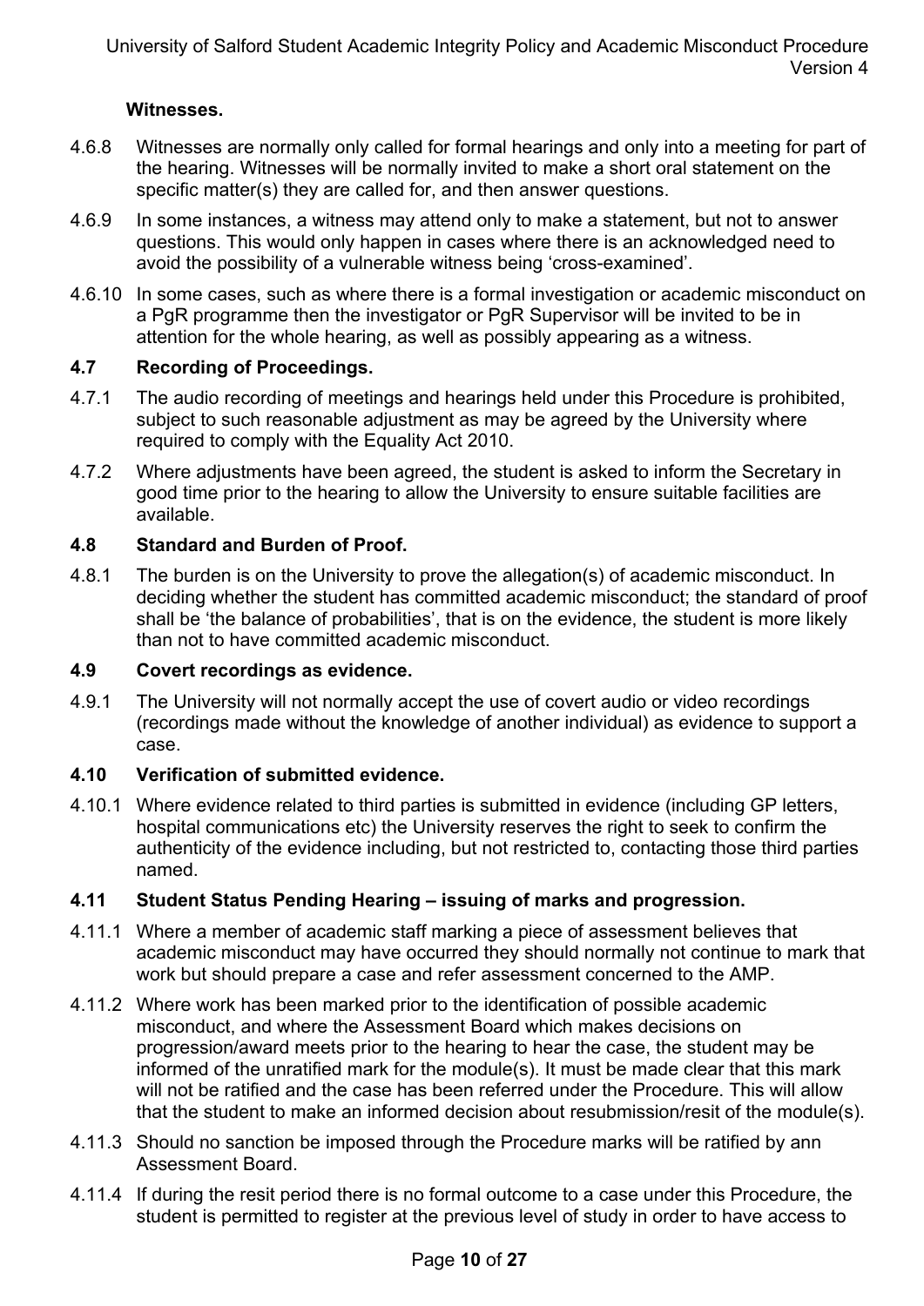**Witnesses.**

4.6.8 Witnesses are normally only called for formal hearings and only into a meeting for part of the hearing. Witnesses will be normally invited to make a short oral statement on the specific matter(s) they are called for, and then answer questions.

4.6.9 In some instances, a witness may attend only to make a statement, but not to answer questions. This would only happen in cases where there is an acknowledged need to avoid the possibility of a vulnerable witness being 'cross-examined'.

4.6.10 In some cases, such as where there is a formal investigation or academic misconduct on a PgR programme then the investigator or PgR Supervisor will be invited to be in attention for the whole hearing, as well as possibly appearing as a witness.

### 4.7 Recording of Proceedings.

4.7.1 The audio recording of meetings and hearings held under this Procedure is prohibited, subject to such reasonable adjustment as may be agreed by the University where required to comply with the Equality Act 2010.

4.7.2 Where adjustments have been agreed, the student is asked to inform the Secretary in good time prior to the hearing to allow the University to ensure suitable facilities are available.

### 4.8 Standard and Burden of Proof.

4.8.1 The burden is on the University to prove the allegation(s) of academic misconduct. In deciding whether the student has committed academic misconduct; the standard of proof shall be 'the balance of probabilities', that is on the evidence, the student is more likely than not to have committed academic misconduct.

### 4.9 Covert recordings as evidence.

4.9.1 The University will not normally accept the use of covert audio or video recordings (recordings made without the knowledge of another individual) as evidence to support a case.

### 4.10 Verification of submitted evidence.

4.10.1 Where evidence related to third parties is submitted in evidence (including GP letters, hospital communications etc) the University reserves the right to seek to confirm the authenticity of the evidence including, but not restricted to, contacting those third parties named.

### 4.11 Student Status Pending Hearing – issuing of marks and progression.

4.11.1 Where a member of academic staff marking a piece of assessment believes that academic misconduct may have occurred they should normally not continue to mark that work but should prepare a case and refer assessment concerned to the AMP.

4.11.2 Where work has been marked prior to the identification of possible academic misconduct, and where the Assessment Board which makes decisions on progression/award meets prior to the hearing to hear the case, the student may be informed of the unratified mark for the module(s). It must be made clear that this mark will not be ratified and the case has been referred under the Procedure. This will allow that the student to make an informed decision about resubmission/resit of the module(s).

4.11.3 Should no sanction be imposed through the Procedure marks will be ratified by ann Assessment Board.

4.11.4 If during the resit period there is no formal outcome to a case under this Procedure, the student is permitted to register at the previous level of study in order to have access to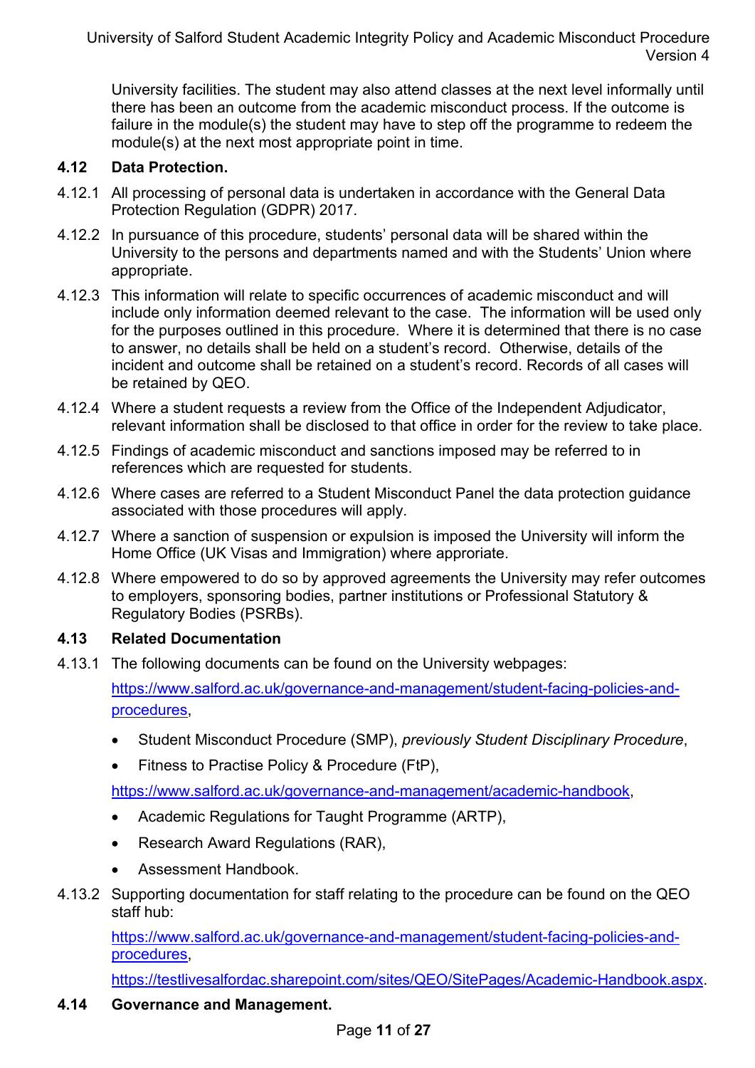University facilities. The student may also attend classes at the next level informally until there has been an outcome from the academic misconduct process. If the outcome is failure in the module(s) the student may have to step off the programme to redeem the module(s) at the next most appropriate point in time.

### 4.12 Data Protection.

4.12.1 All processing of personal data is undertaken in accordance with the General Data Protection Regulation (GDPR) 2017.

4.12.2 In pursuance of this procedure, students' personal data will be shared within the University to the persons and departments named and with the Students' Union where appropriate.

4.12.3 This information will relate to specific occurrences of academic misconduct and will include only information deemed relevant to the case. The information will be used only for the purposes outlined in this procedure. Where it is determined that there is no case to answer, no details shall be held on a student's record. Otherwise, details of the incident and outcome shall be retained on a student's record. Records of all cases will be retained by QEO.

4.12.4 Where a student requests a review from the Office of the Independent Adjudicator, relevant information shall be disclosed to that office in order for the review to take place.

4.12.5 Findings of academic misconduct and sanctions imposed may be referred to in references which are requested for students.

4.12.6 Where cases are referred to a Student Misconduct Panel the data protection guidance associated with those procedures will apply.

4.12.7 Where a sanction of suspension or expulsion is imposed the University will inform the Home Office (UK Visas and Immigration) where approriate.

4.12.8 Where empowered to do so by approved agreements the University may refer outcomes to employers, sponsoring bodies, partner institutions or Professional Statutory & Regulatory Bodies (PSRBs).

### 4.13 Related Documentation

4.13.1 The following documents can be found on the University webpages:

[https://www.salford.ac.uk/governance-and-management/student-facing-policies-and-procedures](https://www.salford.ac.uk/governance-and-management/student-facing-policies-and-procedures),

- Student Misconduct Procedure (SMP), *previously Student Disciplinary Procedure*,
- Fitness to Practise Policy & Procedure (FtP),

[https://www.salford.ac.uk/governance-and-management/academic-handbook](https://www.salford.ac.uk/governance-and-management/academic-handbook),

- Academic Regulations for Taught Programme (ARTP),
- Research Award Regulations (RAR),
- Assessment Handbook.

4.13.2 Supporting documentation for staff relating to the procedure can be found on the QEO staff hub:

[https://www.salford.ac.uk/governance-and-management/student-facing-policies-and-procedures](https://www.salford.ac.uk/governance-and-management/student-facing-policies-and-procedures),

[https://testlivesalfordac.sharepoint.com/sites/QEO/SitePages/Academic-Handbook.aspx](https://testlivesalfordac.sharepoint.com/sites/QEO/SitePages/Academic-Handbook.aspx).

### 4.14 Governance and Management.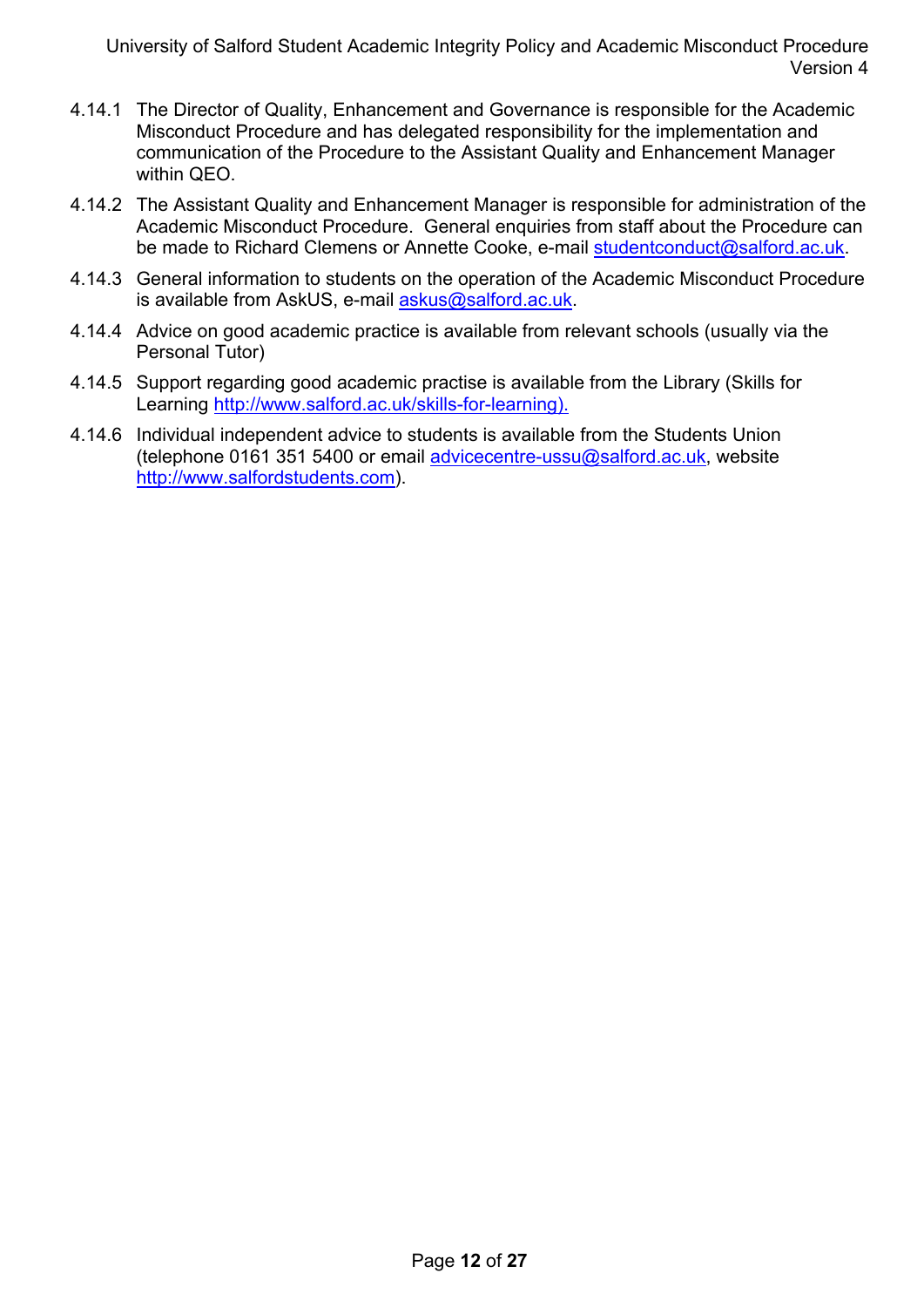4.14.1 The Director of Quality, Enhancement and Governance is responsible for the Academic Misconduct Procedure and has delegated responsibility for the implementation and communication of the Procedure to the Assistant Quality and Enhancement Manager within QEO.

4.14.2 The Assistant Quality and Enhancement Manager is responsible for administration of the Academic Misconduct Procedure. General enquiries from staff about the Procedure can be made to Richard Clemens or Annette Cooke, e-mail studentconduct@salford.ac.uk.

4.14.3 General information to students on the operation of the Academic Misconduct Procedure is available from AskUS, e-mail askus@salford.ac.uk.

4.14.4 Advice on good academic practice is available from relevant schools (usually via the Personal Tutor)

4.14.5 Support regarding good academic practise is available from the Library (Skills for Learning http://www.salford.ac.uk/skills-for-learning).

4.14.6 Individual independent advice to students is available from the Students Union (telephone 0161 351 5400 or email advicecentre-ussu@salford.ac.uk, website http://www.salfordstudents.com).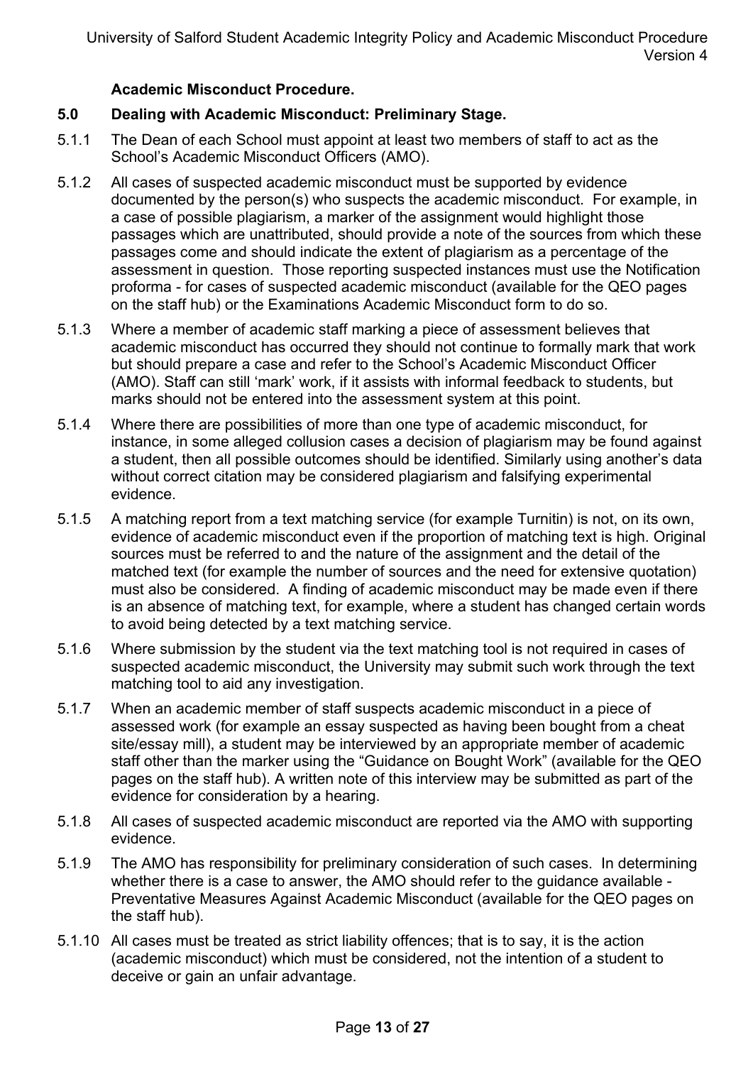**Academic Misconduct Procedure.**

## 5.0 Dealing with Academic Misconduct: Preliminary Stage.

5.1.1 The Dean of each School must appoint at least two members of staff to act as the School's Academic Misconduct Officers (AMO).

5.1.2 All cases of suspected academic misconduct must be supported by evidence documented by the person(s) who suspects the academic misconduct. For example, in a case of possible plagiarism, a marker of the assignment would highlight those passages which are unattributed, should provide a note of the sources from which these passages come and should indicate the extent of plagiarism as a percentage of the assessment in question. Those reporting suspected instances must use the Notification proforma - for cases of suspected academic misconduct (available for the QEO pages on the staff hub) or the Examinations Academic Misconduct form to do so.

5.1.3 Where a member of academic staff marking a piece of assessment believes that academic misconduct has occurred they should not continue to formally mark that work but should prepare a case and refer to the School's Academic Misconduct Officer (AMO). Staff can still 'mark' work, if it assists with informal feedback to students, but marks should not be entered into the assessment system at this point.

5.1.4 Where there are possibilities of more than one type of academic misconduct, for instance, in some alleged collusion cases a decision of plagiarism may be found against a student, then all possible outcomes should be identified. Similarly using another's data without correct citation may be considered plagiarism and falsifying experimental evidence.

5.1.5 A matching report from a text matching service (for example Turnitin) is not, on its own, evidence of academic misconduct even if the proportion of matching text is high. Original sources must be referred to and the nature of the assignment and the detail of the matched text (for example the number of sources and the need for extensive quotation) must also be considered. A finding of academic misconduct may be made even if there is an absence of matching text, for example, where a student has changed certain words to avoid being detected by a text matching service.

5.1.6 Where submission by the student via the text matching tool is not required in cases of suspected academic misconduct, the University may submit such work through the text matching tool to aid any investigation.

5.1.7 When an academic member of staff suspects academic misconduct in a piece of assessed work (for example an essay suspected as having been bought from a cheat site/essay mill), a student may be interviewed by an appropriate member of academic staff other than the marker using the "Guidance on Bought Work" (available for the QEO pages on the staff hub). A written note of this interview may be submitted as part of the evidence for consideration by a hearing.

5.1.8 All cases of suspected academic misconduct are reported via the AMO with supporting evidence.

5.1.9 The AMO has responsibility for preliminary consideration of such cases. In determining whether there is a case to answer, the AMO should refer to the guidance available - Preventative Measures Against Academic Misconduct (available for the QEO pages on the staff hub).

5.1.10 All cases must be treated as strict liability offences; that is to say, it is the action (academic misconduct) which must be considered, not the intention of a student to deceive or gain an unfair advantage.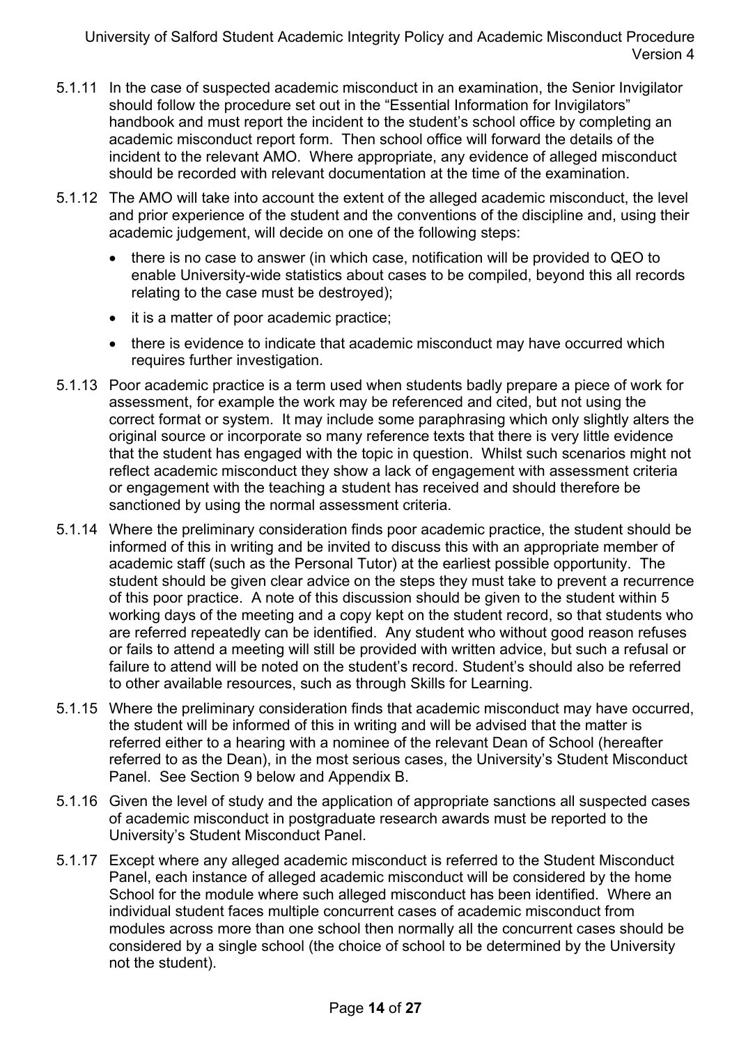5.1.11 In the case of suspected academic misconduct in an examination, the Senior Invigilator should follow the procedure set out in the "Essential Information for Invigilators" handbook and must report the incident to the student's school office by completing an academic misconduct report form. Then school office will forward the details of the incident to the relevant AMO. Where appropriate, any evidence of alleged misconduct should be recorded with relevant documentation at the time of the examination.

5.1.12 The AMO will take into account the extent of the alleged academic misconduct, the level and prior experience of the student and the conventions of the discipline and, using their academic judgement, will decide on one of the following steps:

- there is no case to answer (in which case, notification will be provided to QEO to enable University-wide statistics about cases to be compiled, beyond this all records relating to the case must be destroyed);
- it is a matter of poor academic practice;
- there is evidence to indicate that academic misconduct may have occurred which requires further investigation.

5.1.13 Poor academic practice is a term used when students badly prepare a piece of work for assessment, for example the work may be referenced and cited, but not using the correct format or system. It may include some paraphrasing which only slightly alters the original source or incorporate so many reference texts that there is very little evidence that the student has engaged with the topic in question. Whilst such scenarios might not reflect academic misconduct they show a lack of engagement with assessment criteria or engagement with the teaching a student has received and should therefore be sanctioned by using the normal assessment criteria.

5.1.14 Where the preliminary consideration finds poor academic practice, the student should be informed of this in writing and be invited to discuss this with an appropriate member of academic staff (such as the Personal Tutor) at the earliest possible opportunity. The student should be given clear advice on the steps they must take to prevent a recurrence of this poor practice. A note of this discussion should be given to the student within 5 working days of the meeting and a copy kept on the student record, so that students who are referred repeatedly can be identified. Any student who without good reason refuses or fails to attend a meeting will still be provided with written advice, but such a refusal or failure to attend will be noted on the student's record. Student's should also be referred to other available resources, such as through Skills for Learning.

5.1.15 Where the preliminary consideration finds that academic misconduct may have occurred, the student will be informed of this in writing and will be advised that the matter is referred either to a hearing with a nominee of the relevant Dean of School (hereafter referred to as the Dean), in the most serious cases, the University's Student Misconduct Panel. See Section 9 below and Appendix B.

5.1.16 Given the level of study and the application of appropriate sanctions all suspected cases of academic misconduct in postgraduate research awards must be reported to the University's Student Misconduct Panel.

5.1.17 Except where any alleged academic misconduct is referred to the Student Misconduct Panel, each instance of alleged academic misconduct will be considered by the home School for the module where such alleged misconduct has been identified. Where an individual student faces multiple concurrent cases of academic misconduct from modules across more than one school then normally all the concurrent cases should be considered by a single school (the choice of school to be determined by the University not the student).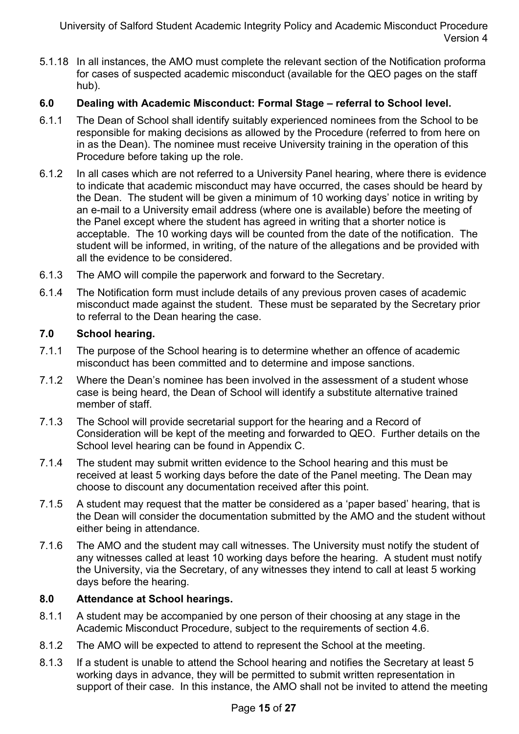5.1.18 In all instances, the AMO must complete the relevant section of the Notification proforma for cases of suspected academic misconduct (available for the QEO pages on the staff hub).

## 6.0 Dealing with Academic Misconduct: Formal Stage – referral to School level.

6.1.1 The Dean of School shall identify suitably experienced nominees from the School to be responsible for making decisions as allowed by the Procedure (referred to from here on in as the Dean). The nominee must receive University training in the operation of this Procedure before taking up the role.

6.1.2 In all cases which are not referred to a University Panel hearing, where there is evidence to indicate that academic misconduct may have occurred, the cases should be heard by the Dean. The student will be given a minimum of 10 working days' notice in writing by an e-mail to a University email address (where one is available) before the meeting of the Panel except where the student has agreed in writing that a shorter notice is acceptable. The 10 working days will be counted from the date of the notification. The student will be informed, in writing, of the nature of the allegations and be provided with all the evidence to be considered.

6.1.3 The AMO will compile the paperwork and forward to the Secretary.

6.1.4 The Notification form must include details of any previous proven cases of academic misconduct made against the student. These must be separated by the Secretary prior to referral to the Dean hearing the case.

## 7.0 School hearing.

7.1.1 The purpose of the School hearing is to determine whether an offence of academic misconduct has been committed and to determine and impose sanctions.

7.1.2 Where the Dean's nominee has been involved in the assessment of a student whose case is being heard, the Dean of School will identify a substitute alternative trained member of staff.

7.1.3 The School will provide secretarial support for the hearing and a Record of Consideration will be kept of the meeting and forwarded to QEO. Further details on the School level hearing can be found in Appendix C.

7.1.4 The student may submit written evidence to the School hearing and this must be received at least 5 working days before the date of the Panel meeting. The Dean may choose to discount any documentation received after this point.

7.1.5 A student may request that the matter be considered as a 'paper based' hearing, that is the Dean will consider the documentation submitted by the AMO and the student without either being in attendance.

7.1.6 The AMO and the student may call witnesses. The University must notify the student of any witnesses called at least 10 working days before the hearing. A student must notify the University, via the Secretary, of any witnesses they intend to call at least 5 working days before the hearing.

## 8.0 Attendance at School hearings.

8.1.1 A student may be accompanied by one person of their choosing at any stage in the Academic Misconduct Procedure, subject to the requirements of section 4.6.

8.1.2 The AMO will be expected to attend to represent the School at the meeting.

8.1.3 If a student is unable to attend the School hearing and notifies the Secretary at least 5 working days in advance, they will be permitted to submit written representation in support of their case. In this instance, the AMO shall not be invited to attend the meeting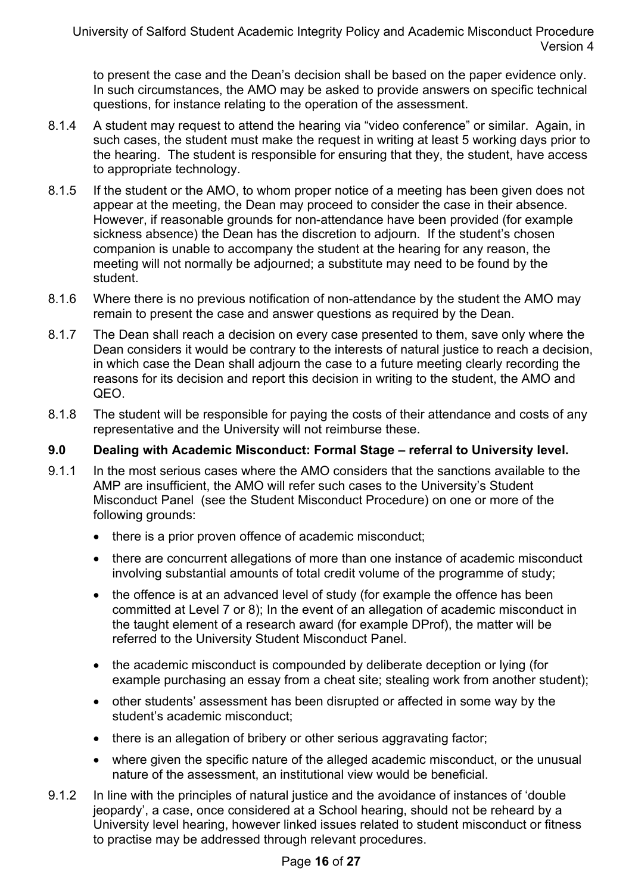to present the case and the Dean's decision shall be based on the paper evidence only. In such circumstances, the AMO may be asked to provide answers on specific technical questions, for instance relating to the operation of the assessment.

8.1.4 A student may request to attend the hearing via "video conference" or similar. Again, in such cases, the student must make the request in writing at least 5 working days prior to the hearing. The student is responsible for ensuring that they, the student, have access to appropriate technology.

8.1.5 If the student or the AMO, to whom proper notice of a meeting has been given does not appear at the meeting, the Dean may proceed to consider the case in their absence. However, if reasonable grounds for non-attendance have been provided (for example sickness absence) the Dean has the discretion to adjourn. If the student's chosen companion is unable to accompany the student at the hearing for any reason, the meeting will not normally be adjourned; a substitute may need to be found by the student.

8.1.6 Where there is no previous notification of non-attendance by the student the AMO may remain to present the case and answer questions as required by the Dean.

8.1.7 The Dean shall reach a decision on every case presented to them, save only where the Dean considers it would be contrary to the interests of natural justice to reach a decision, in which case the Dean shall adjourn the case to a future meeting clearly recording the reasons for its decision and report this decision in writing to the student, the AMO and QEO.

8.1.8 The student will be responsible for paying the costs of their attendance and costs of any representative and the University will not reimburse these.

## 9.0 Dealing with Academic Misconduct: Formal Stage – referral to University level.

9.1.1 In the most serious cases where the AMO considers that the sanctions available to the AMP are insufficient, the AMO will refer such cases to the University's Student Misconduct Panel (see the Student Misconduct Procedure) on one or more of the following grounds:

- there is a prior proven offence of academic misconduct;
- there are concurrent allegations of more than one instance of academic misconduct involving substantial amounts of total credit volume of the programme of study;
- the offence is at an advanced level of study (for example the offence has been committed at Level 7 or 8); In the event of an allegation of academic misconduct in the taught element of a research award (for example DProf), the matter will be referred to the University Student Misconduct Panel.
- the academic misconduct is compounded by deliberate deception or lying (for example purchasing an essay from a cheat site; stealing work from another student);
- other students' assessment has been disrupted or affected in some way by the student's academic misconduct;
- there is an allegation of bribery or other serious aggravating factor;
- where given the specific nature of the alleged academic misconduct, or the unusual nature of the assessment, an institutional view would be beneficial.

9.1.2 In line with the principles of natural justice and the avoidance of instances of 'double jeopardy', a case, once considered at a School hearing, should not be reheard by a University level hearing, however linked issues related to student misconduct or fitness to practise may be addressed through relevant procedures.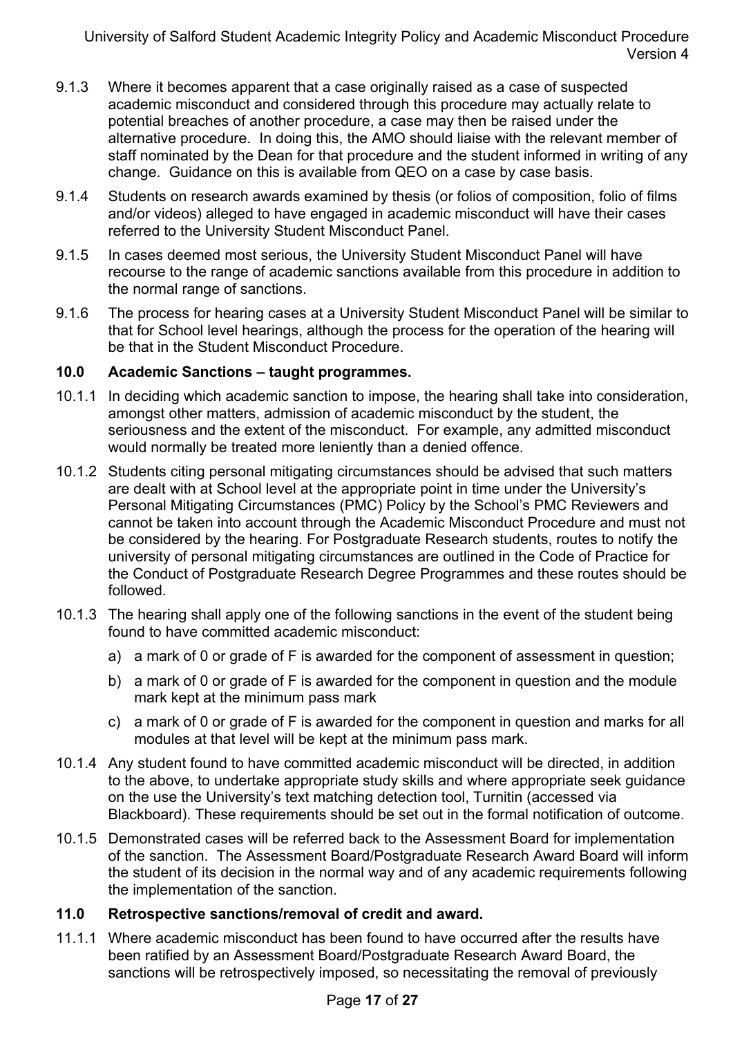9.1.3 Where it becomes apparent that a case originally raised as a case of suspected academic misconduct and considered through this procedure may actually relate to potential breaches of another procedure, a case may then be raised under the alternative procedure. In doing this, the AMO should liaise with the relevant member of staff nominated by the Dean for that procedure and the student informed in writing of any change. Guidance on this is available from QEO on a case by case basis.

9.1.4 Students on research awards examined by thesis (or folios of composition, folio of films and/or videos) alleged to have engaged in academic misconduct will have their cases referred to the University Student Misconduct Panel.

9.1.5 In cases deemed most serious, the University Student Misconduct Panel will have recourse to the range of academic sanctions available from this procedure in addition to the normal range of sanctions.

9.1.6 The process for hearing cases at a University Student Misconduct Panel will be similar to that for School level hearings, although the process for the operation of the hearing will be that in the Student Misconduct Procedure.

## 10.0 Academic Sanctions – taught programmes.

10.1.1 In deciding which academic sanction to impose, the hearing shall take into consideration, amongst other matters, admission of academic misconduct by the student, the seriousness and the extent of the misconduct. For example, any admitted misconduct would normally be treated more leniently than a denied offence.

10.1.2 Students citing personal mitigating circumstances should be advised that such matters are dealt with at School level at the appropriate point in time under the University's Personal Mitigating Circumstances (PMC) Policy by the School's PMC Reviewers and cannot be taken into account through the Academic Misconduct Procedure and must not be considered by the hearing. For Postgraduate Research students, routes to notify the university of personal mitigating circumstances are outlined in the Code of Practice for the Conduct of Postgraduate Research Degree Programmes and these routes should be followed.

10.1.3 The hearing shall apply one of the following sanctions in the event of the student being found to have committed academic misconduct:

a) a mark of 0 or grade of F is awarded for the component of assessment in question;

b) a mark of 0 or grade of F is awarded for the component in question and the module mark kept at the minimum pass mark

c) a mark of 0 or grade of F is awarded for the component in question and marks for all modules at that level will be kept at the minimum pass mark.

10.1.4 Any student found to have committed academic misconduct will be directed, in addition to the above, to undertake appropriate study skills and where appropriate seek guidance on the use the University's text matching detection tool, Turnitin (accessed via Blackboard). These requirements should be set out in the formal notification of outcome.

10.1.5 Demonstrated cases will be referred back to the Assessment Board for implementation of the sanction. The Assessment Board/Postgraduate Research Award Board will inform the student of its decision in the normal way and of any academic requirements following the implementation of the sanction.

## 11.0 Retrospective sanctions/removal of credit and award.

11.1.1 Where academic misconduct has been found to have occurred after the results have been ratified by an Assessment Board/Postgraduate Research Award Board, the sanctions will be retrospectively imposed, so necessitating the removal of previously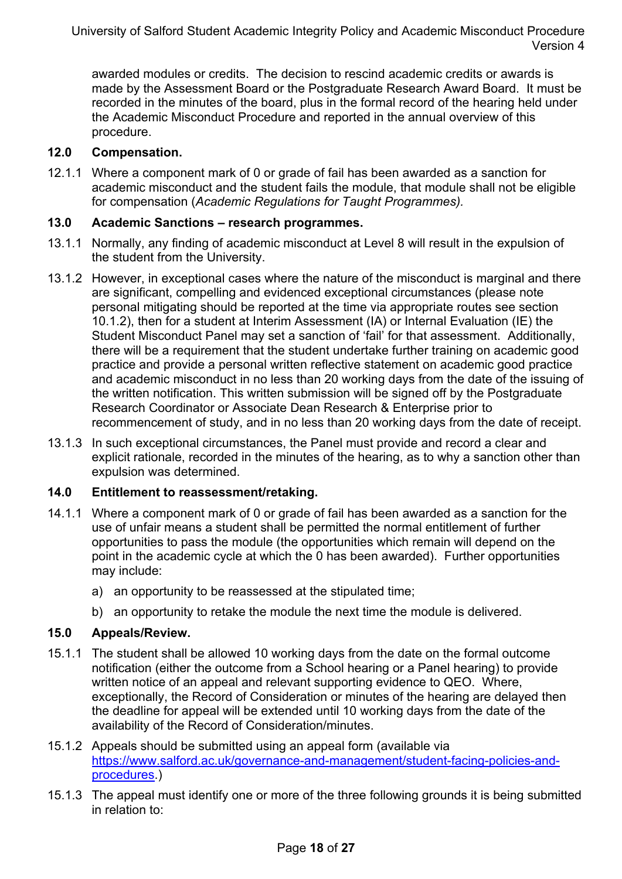awarded modules or credits. The decision to rescind academic credits or awards is made by the Assessment Board or the Postgraduate Research Award Board. It must be recorded in the minutes of the board, plus in the formal record of the hearing held under the Academic Misconduct Procedure and reported in the annual overview of this procedure.

## 12.0 Compensation.

12.1.1 Where a component mark of 0 or grade of fail has been awarded as a sanction for academic misconduct and the student fails the module, that module shall not be eligible for compensation (*Academic Regulations for Taught Programmes).*

## 13.0 Academic Sanctions – research programmes.

13.1.1 Normally, any finding of academic misconduct at Level 8 will result in the expulsion of the student from the University.

13.1.2 However, in exceptional cases where the nature of the misconduct is marginal and there are significant, compelling and evidenced exceptional circumstances (please note personal mitigating should be reported at the time via appropriate routes see section 10.1.2), then for a student at Interim Assessment (IA) or Internal Evaluation (IE) the Student Misconduct Panel may set a sanction of 'fail' for that assessment. Additionally, there will be a requirement that the student undertake further training on academic good practice and provide a personal written reflective statement on academic good practice and academic misconduct in no less than 20 working days from the date of the issuing of the written notification. This written submission will be signed off by the Postgraduate Research Coordinator or Associate Dean Research & Enterprise prior to recommencement of study, and in no less than 20 working days from the date of receipt.

13.1.3 In such exceptional circumstances, the Panel must provide and record a clear and explicit rationale, recorded in the minutes of the hearing, as to why a sanction other than expulsion was determined.

## 14.0 Entitlement to reassessment/retaking.

14.1.1 Where a component mark of 0 or grade of fail has been awarded as a sanction for the use of unfair means a student shall be permitted the normal entitlement of further opportunities to pass the module (the opportunities which remain will depend on the point in the academic cycle at which the 0 has been awarded). Further opportunities may include:

a) an opportunity to be reassessed at the stipulated time;

b) an opportunity to retake the module the next time the module is delivered.

## 15.0 Appeals/Review.

15.1.1 The student shall be allowed 10 working days from the date on the formal outcome notification (either the outcome from a School hearing or a Panel hearing) to provide written notice of an appeal and relevant supporting evidence to QEO. Where, exceptionally, the Record of Consideration or minutes of the hearing are delayed then the deadline for appeal will be extended until 10 working days from the date of the availability of the Record of Consideration/minutes.

15.1.2 Appeals should be submitted using an appeal form (available via [https://www.salford.ac.uk/governance-and-management/student-facing-policies-and-procedures](https://www.salford.ac.uk/governance-and-management/student-facing-policies-and-procedures).)

15.1.3 The appeal must identify one or more of the three following grounds it is being submitted in relation to: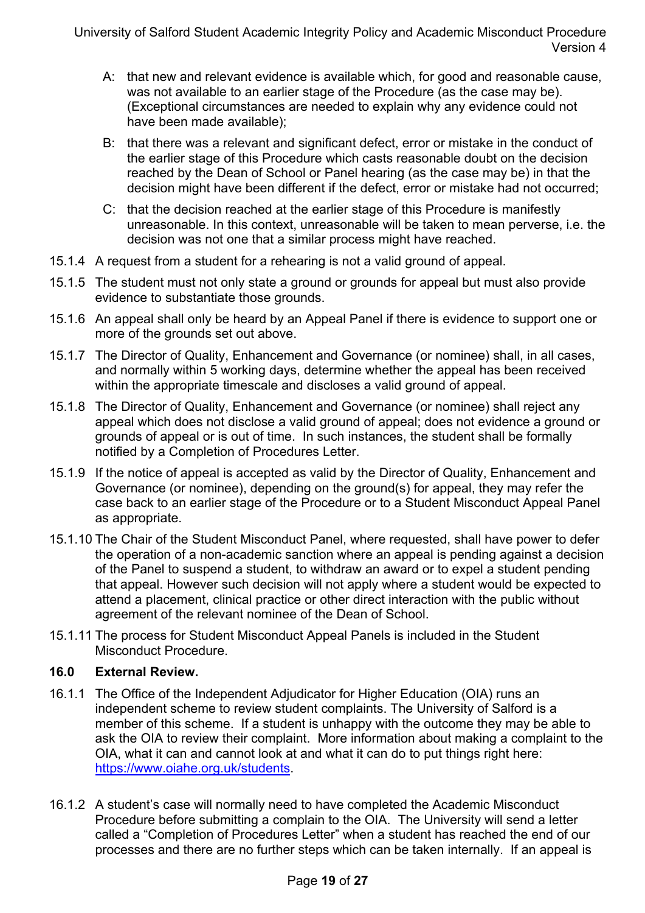A: that new and relevant evidence is available which, for good and reasonable cause, was not available to an earlier stage of the Procedure (as the case may be). (Exceptional circumstances are needed to explain why any evidence could not have been made available);

B: that there was a relevant and significant defect, error or mistake in the conduct of the earlier stage of this Procedure which casts reasonable doubt on the decision reached by the Dean of School or Panel hearing (as the case may be) in that the decision might have been different if the defect, error or mistake had not occurred;

C: that the decision reached at the earlier stage of this Procedure is manifestly unreasonable. In this context, unreasonable will be taken to mean perverse, i.e. the decision was not one that a similar process might have reached.

15.1.4 A request from a student for a rehearing is not a valid ground of appeal.

15.1.5 The student must not only state a ground or grounds for appeal but must also provide evidence to substantiate those grounds.

15.1.6 An appeal shall only be heard by an Appeal Panel if there is evidence to support one or more of the grounds set out above.

15.1.7 The Director of Quality, Enhancement and Governance (or nominee) shall, in all cases, and normally within 5 working days, determine whether the appeal has been received within the appropriate timescale and discloses a valid ground of appeal.

15.1.8 The Director of Quality, Enhancement and Governance (or nominee) shall reject any appeal which does not disclose a valid ground of appeal; does not evidence a ground or grounds of appeal or is out of time. In such instances, the student shall be formally notified by a Completion of Procedures Letter.

15.1.9 If the notice of appeal is accepted as valid by the Director of Quality, Enhancement and Governance (or nominee), depending on the ground(s) for appeal, they may refer the case back to an earlier stage of the Procedure or to a Student Misconduct Appeal Panel as appropriate.

15.1.10 The Chair of the Student Misconduct Panel, where requested, shall have power to defer the operation of a non-academic sanction where an appeal is pending against a decision of the Panel to suspend a student, to withdraw an award or to expel a student pending that appeal. However such decision will not apply where a student would be expected to attend a placement, clinical practice or other direct interaction with the public without agreement of the relevant nominee of the Dean of School.

15.1.11 The process for Student Misconduct Appeal Panels is included in the Student Misconduct Procedure.

## 16.0 External Review.

16.1.1 The Office of the Independent Adjudicator for Higher Education (OIA) runs an independent scheme to review student complaints. The University of Salford is a member of this scheme. If a student is unhappy with the outcome they may be able to ask the OIA to review their complaint. More information about making a complaint to the OIA, what it can and cannot look at and what it can do to put things right here: [https://www.oiahe.org.uk/students](https://www.oiahe.org.uk/students).

16.1.2 A student's case will normally need to have completed the Academic Misconduct Procedure before submitting a complain to the OIA. The University will send a letter called a "Completion of Procedures Letter" when a student has reached the end of our processes and there are no further steps which can be taken internally. If an appeal is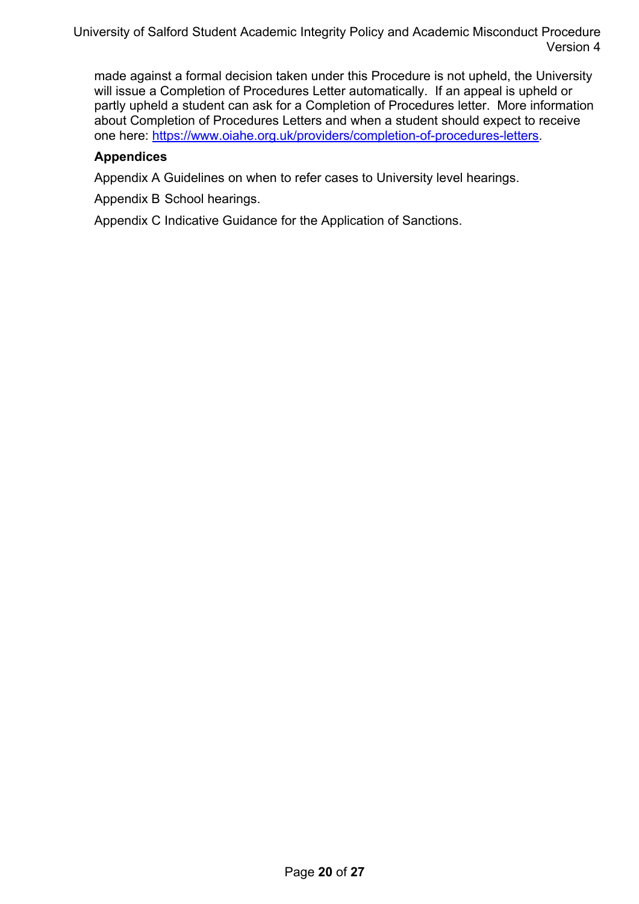made against a formal decision taken under this Procedure is not upheld, the University will issue a Completion of Procedures Letter automatically. If an appeal is upheld or partly upheld a student can ask for a Completion of Procedures letter. More information about Completion of Procedures Letters and when a student should expect to receive one here: [https://www.oiahe.org.uk/providers/completion-of-procedures-letters](https://www.oiahe.org.uk/providers/completion-of-procedures-letters).

**Appendices**

Appendix A Guidelines on when to refer cases to University level hearings.

Appendix B School hearings.

Appendix C Indicative Guidance for the Application of Sanctions.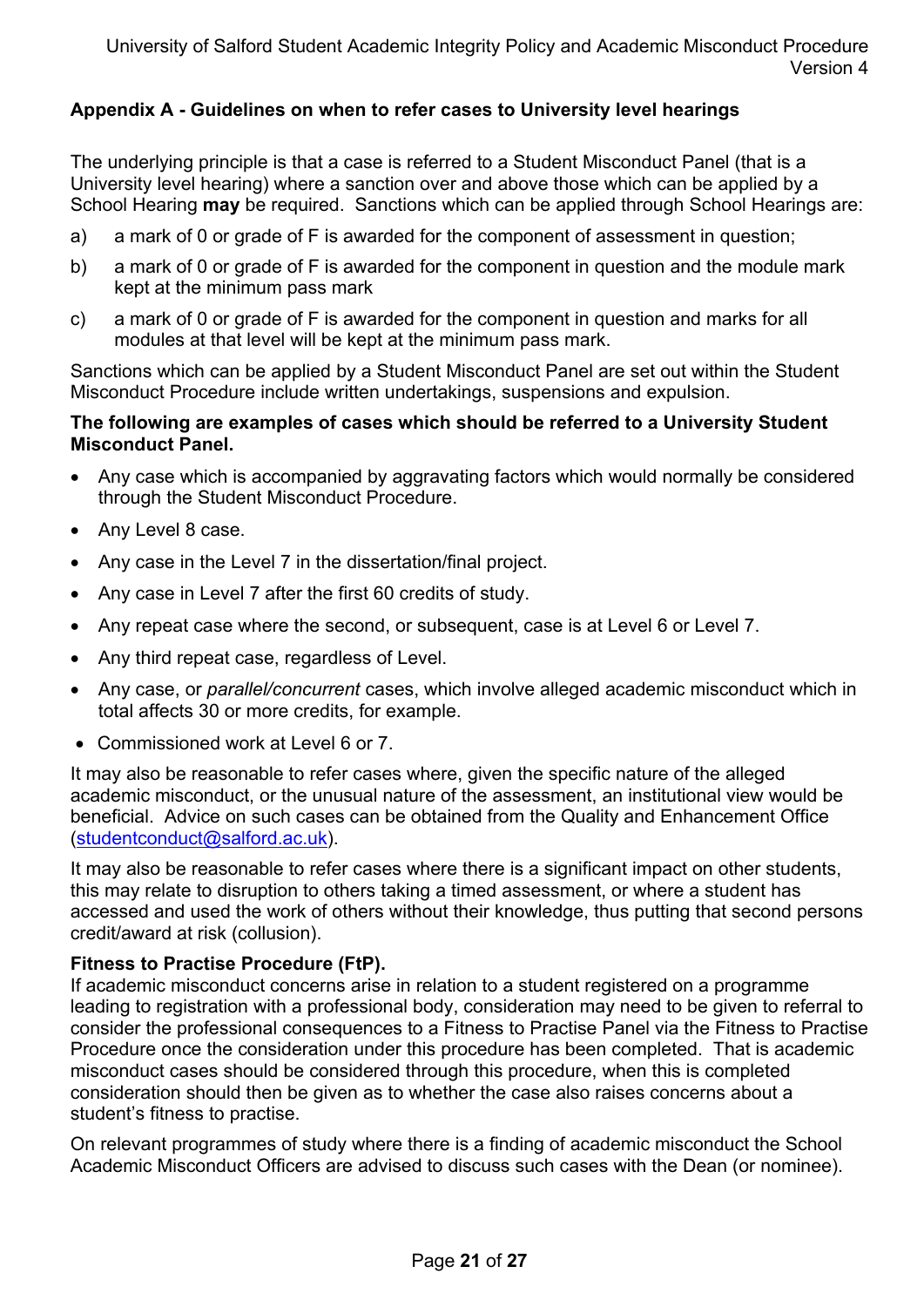## Appendix A - Guidelines on when to refer cases to University level hearings

The underlying principle is that a case is referred to a Student Misconduct Panel (that is a University level hearing) where a sanction over and above those which can be applied by a School Hearing **may** be required. Sanctions which can be applied through School Hearings are:

a) a mark of 0 or grade of F is awarded for the component of assessment in question;

b) a mark of 0 or grade of F is awarded for the component in question and the module mark kept at the minimum pass mark

c) a mark of 0 or grade of F is awarded for the component in question and marks for all modules at that level will be kept at the minimum pass mark.

Sanctions which can be applied by a Student Misconduct Panel are set out within the Student Misconduct Procedure include written undertakings, suspensions and expulsion.

**The following are examples of cases which should be referred to a University Student Misconduct Panel.**

- Any case which is accompanied by aggravating factors which would normally be considered through the Student Misconduct Procedure.
- Any Level 8 case.
- Any case in the Level 7 in the dissertation/final project.
- Any case in Level 7 after the first 60 credits of study.
- Any repeat case where the second, or subsequent, case is at Level 6 or Level 7.
- Any third repeat case, regardless of Level.
- Any case, or *parallel/concurrent* cases, which involve alleged academic misconduct which in total affects 30 or more credits, for example.
- Commissioned work at Level 6 or 7.

It may also be reasonable to refer cases where, given the specific nature of the alleged academic misconduct, or the unusual nature of the assessment, an institutional view would be beneficial. Advice on such cases can be obtained from the Quality and Enhancement Office (studentconduct@salford.ac.uk).

It may also be reasonable to refer cases where there is a significant impact on other students, this may relate to disruption to others taking a timed assessment, or where a student has accessed and used the work of others without their knowledge, thus putting that second persons credit/award at risk (collusion).

**Fitness to Practise Procedure (FtP).**
If academic misconduct concerns arise in relation to a student registered on a programme leading to registration with a professional body, consideration may need to be given to referral to consider the professional consequences to a Fitness to Practise Panel via the Fitness to Practise Procedure once the consideration under this procedure has been completed. That is academic misconduct cases should be considered through this procedure, when this is completed consideration should then be given as to whether the case also raises concerns about a student's fitness to practise.

On relevant programmes of study where there is a finding of academic misconduct the School Academic Misconduct Officers are advised to discuss such cases with the Dean (or nominee).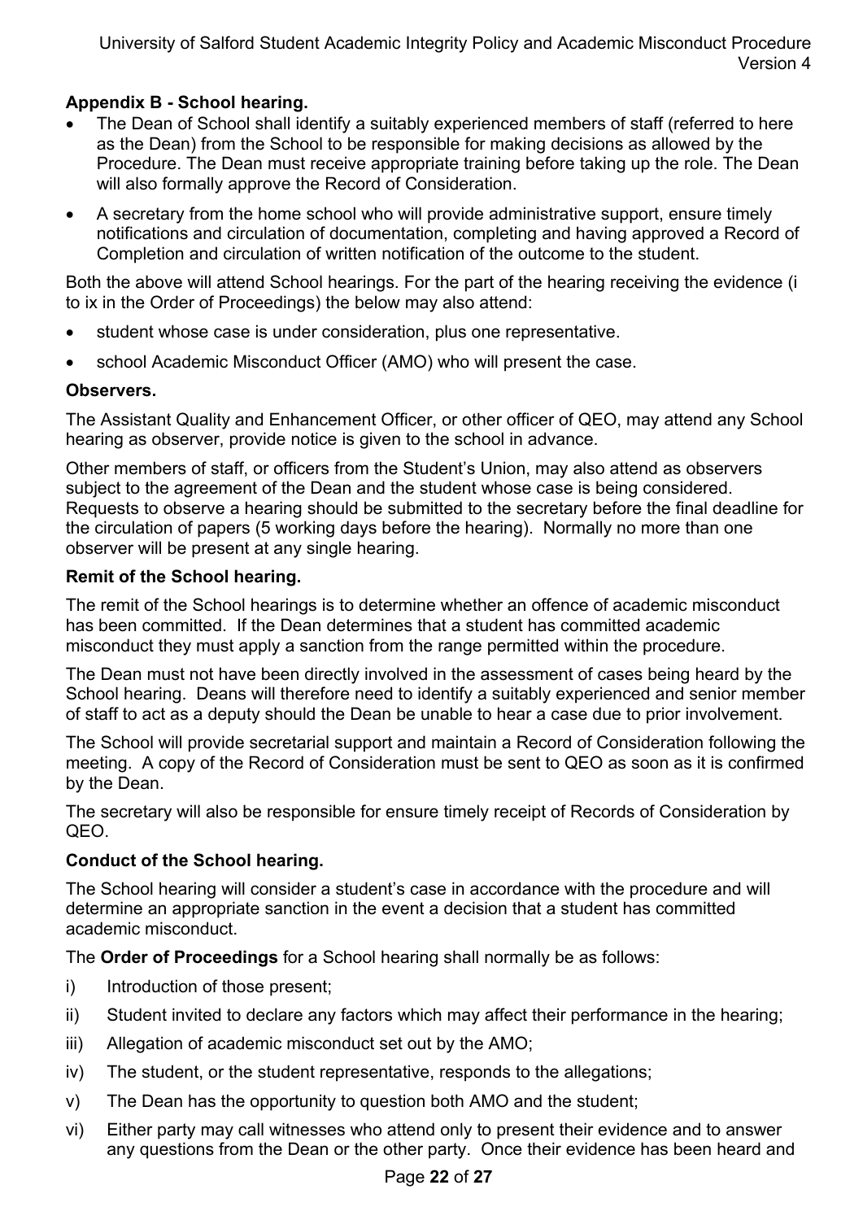**Appendix B - School hearing.**

- The Dean of School shall identify a suitably experienced members of staff (referred to here as the Dean) from the School to be responsible for making decisions as allowed by the Procedure. The Dean must receive appropriate training before taking up the role. The Dean will also formally approve the Record of Consideration.
- A secretary from the home school who will provide administrative support, ensure timely notifications and circulation of documentation, completing and having approved a Record of Completion and circulation of written notification of the outcome to the student.

Both the above will attend School hearings. For the part of the hearing receiving the evidence (i to ix in the Order of Proceedings) the below may also attend:

- student whose case is under consideration, plus one representative.
- school Academic Misconduct Officer (AMO) who will present the case.

**Observers.**

The Assistant Quality and Enhancement Officer, or other officer of QEO, may attend any School hearing as observer, provide notice is given to the school in advance.

Other members of staff, or officers from the Student's Union, may also attend as observers subject to the agreement of the Dean and the student whose case is being considered. Requests to observe a hearing should be submitted to the secretary before the final deadline for the circulation of papers (5 working days before the hearing). Normally no more than one observer will be present at any single hearing.

**Remit of the School hearing.**

The remit of the School hearings is to determine whether an offence of academic misconduct has been committed. If the Dean determines that a student has committed academic misconduct they must apply a sanction from the range permitted within the procedure.

The Dean must not have been directly involved in the assessment of cases being heard by the School hearing. Deans will therefore need to identify a suitably experienced and senior member of staff to act as a deputy should the Dean be unable to hear a case due to prior involvement.

The School will provide secretarial support and maintain a Record of Consideration following the meeting. A copy of the Record of Consideration must be sent to QEO as soon as it is confirmed by the Dean.

The secretary will also be responsible for ensure timely receipt of Records of Consideration by QEO.

**Conduct of the School hearing.**

The School hearing will consider a student's case in accordance with the procedure and will determine an appropriate sanction in the event a decision that a student has committed academic misconduct.

The **Order of Proceedings** for a School hearing shall normally be as follows:

i) Introduction of those present;

ii) Student invited to declare any factors which may affect their performance in the hearing;

iii) Allegation of academic misconduct set out by the AMO;

iv) The student, or the student representative, responds to the allegations;

v) The Dean has the opportunity to question both AMO and the student;

vi) Either party may call witnesses who attend only to present their evidence and to answer any questions from the Dean or the other party. Once their evidence has been heard and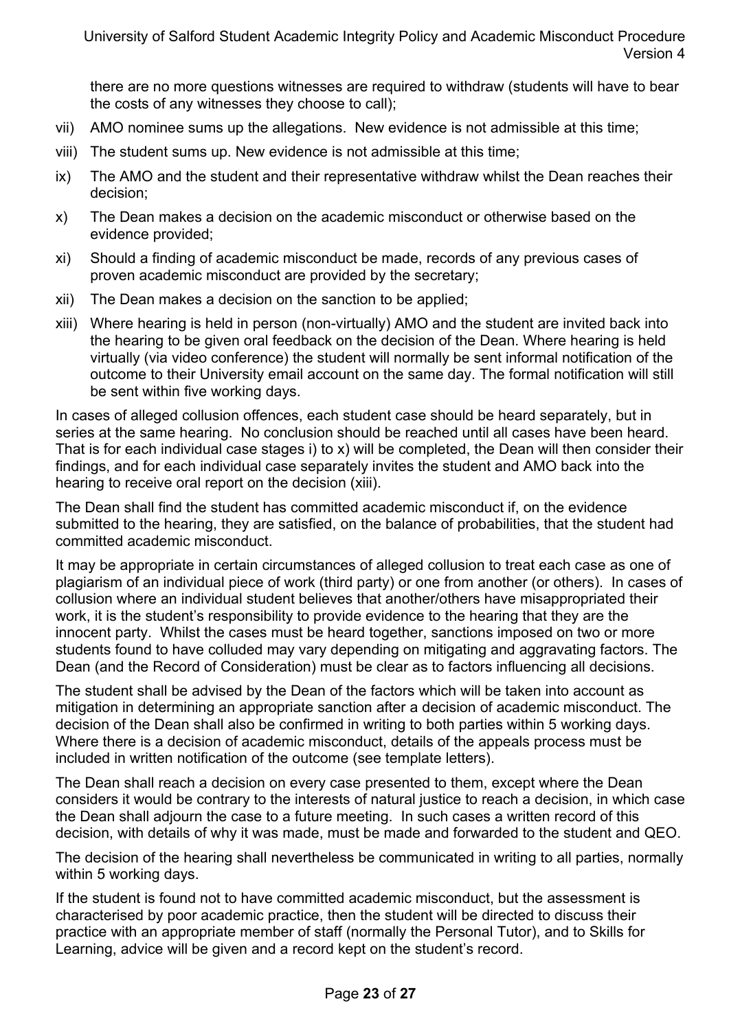there are no more questions witnesses are required to withdraw (students will have to bear the costs of any witnesses they choose to call);

vii) AMO nominee sums up the allegations. New evidence is not admissible at this time;

viii) The student sums up. New evidence is not admissible at this time;

ix) The AMO and the student and their representative withdraw whilst the Dean reaches their decision;

x) The Dean makes a decision on the academic misconduct or otherwise based on the evidence provided;

xi) Should a finding of academic misconduct be made, records of any previous cases of proven academic misconduct are provided by the secretary;

xii) The Dean makes a decision on the sanction to be applied;

xiii) Where hearing is held in person (non-virtually) AMO and the student are invited back into the hearing to be given oral feedback on the decision of the Dean. Where hearing is held virtually (via video conference) the student will normally be sent informal notification of the outcome to their University email account on the same day. The formal notification will still be sent within five working days.

In cases of alleged collusion offences, each student case should be heard separately, but in series at the same hearing. No conclusion should be reached until all cases have been heard. That is for each individual case stages i) to x) will be completed, the Dean will then consider their findings, and for each individual case separately invites the student and AMO back into the hearing to receive oral report on the decision (xiii).

The Dean shall find the student has committed academic misconduct if, on the evidence submitted to the hearing, they are satisfied, on the balance of probabilities, that the student had committed academic misconduct.

It may be appropriate in certain circumstances of alleged collusion to treat each case as one of plagiarism of an individual piece of work (third party) or one from another (or others). In cases of collusion where an individual student believes that another/others have misappropriated their work, it is the student's responsibility to provide evidence to the hearing that they are the innocent party. Whilst the cases must be heard together, sanctions imposed on two or more students found to have colluded may vary depending on mitigating and aggravating factors. The Dean (and the Record of Consideration) must be clear as to factors influencing all decisions.

The student shall be advised by the Dean of the factors which will be taken into account as mitigation in determining an appropriate sanction after a decision of academic misconduct. The decision of the Dean shall also be confirmed in writing to both parties within 5 working days. Where there is a decision of academic misconduct, details of the appeals process must be included in written notification of the outcome (see template letters).

The Dean shall reach a decision on every case presented to them, except where the Dean considers it would be contrary to the interests of natural justice to reach a decision, in which case the Dean shall adjourn the case to a future meeting. In such cases a written record of this decision, with details of why it was made, must be made and forwarded to the student and QEO.

The decision of the hearing shall nevertheless be communicated in writing to all parties, normally within 5 working days.

If the student is found not to have committed academic misconduct, but the assessment is characterised by poor academic practice, then the student will be directed to discuss their practice with an appropriate member of staff (normally the Personal Tutor), and to Skills for Learning, advice will be given and a record kept on the student's record.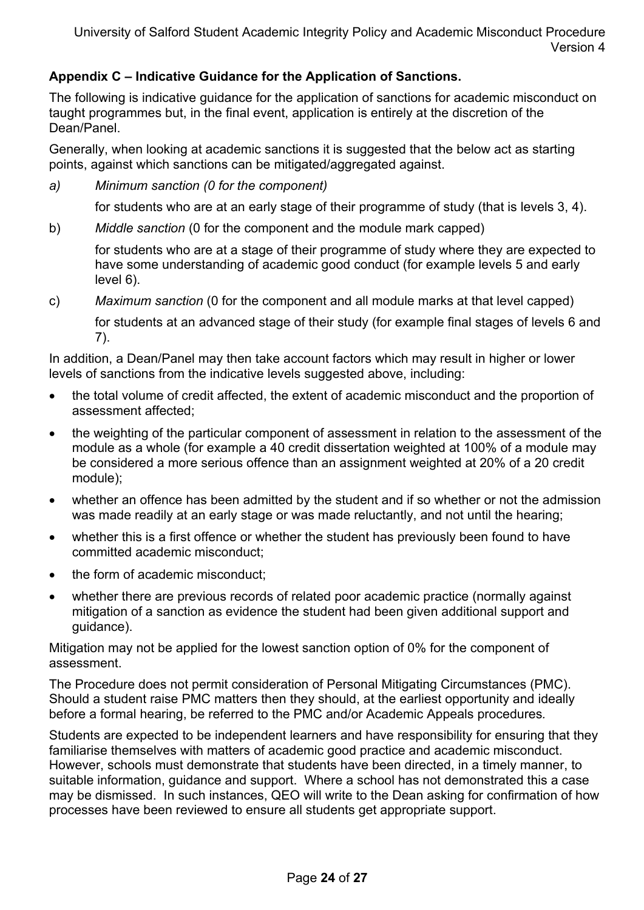**Appendix C – Indicative Guidance for the Application of Sanctions.**

The following is indicative guidance for the application of sanctions for academic misconduct on taught programmes but, in the final event, application is entirely at the discretion of the Dean/Panel.

Generally, when looking at academic sanctions it is suggested that the below act as starting points, against which sanctions can be mitigated/aggregated against.

a) *Minimum sanction (0 for the component)*

   for students who are at an early stage of their programme of study (that is levels 3, 4).

b) *Middle sanction* (0 for the component and the module mark capped)

   for students who are at a stage of their programme of study where they are expected to have some understanding of academic good conduct (for example levels 5 and early level 6).

c) *Maximum sanction* (0 for the component and all module marks at that level capped)

   for students at an advanced stage of their study (for example final stages of levels 6 and 7).

In addition, a Dean/Panel may then take account factors which may result in higher or lower levels of sanctions from the indicative levels suggested above, including:

- the total volume of credit affected, the extent of academic misconduct and the proportion of assessment affected;
- the weighting of the particular component of assessment in relation to the assessment of the module as a whole (for example a 40 credit dissertation weighted at 100% of a module may be considered a more serious offence than an assignment weighted at 20% of a 20 credit module);
- whether an offence has been admitted by the student and if so whether or not the admission was made readily at an early stage or was made reluctantly, and not until the hearing;
- whether this is a first offence or whether the student has previously been found to have committed academic misconduct;
- the form of academic misconduct;
- whether there are previous records of related poor academic practice (normally against mitigation of a sanction as evidence the student had been given additional support and guidance).

Mitigation may not be applied for the lowest sanction option of 0% for the component of assessment.

The Procedure does not permit consideration of Personal Mitigating Circumstances (PMC). Should a student raise PMC matters then they should, at the earliest opportunity and ideally before a formal hearing, be referred to the PMC and/or Academic Appeals procedures*.*

Students are expected to be independent learners and have responsibility for ensuring that they familiarise themselves with matters of academic good practice and academic misconduct. However, schools must demonstrate that students have been directed, in a timely manner, to suitable information, guidance and support. Where a school has not demonstrated this a case may be dismissed. In such instances, QEO will write to the Dean asking for confirmation of how processes have been reviewed to ensure all students get appropriate support.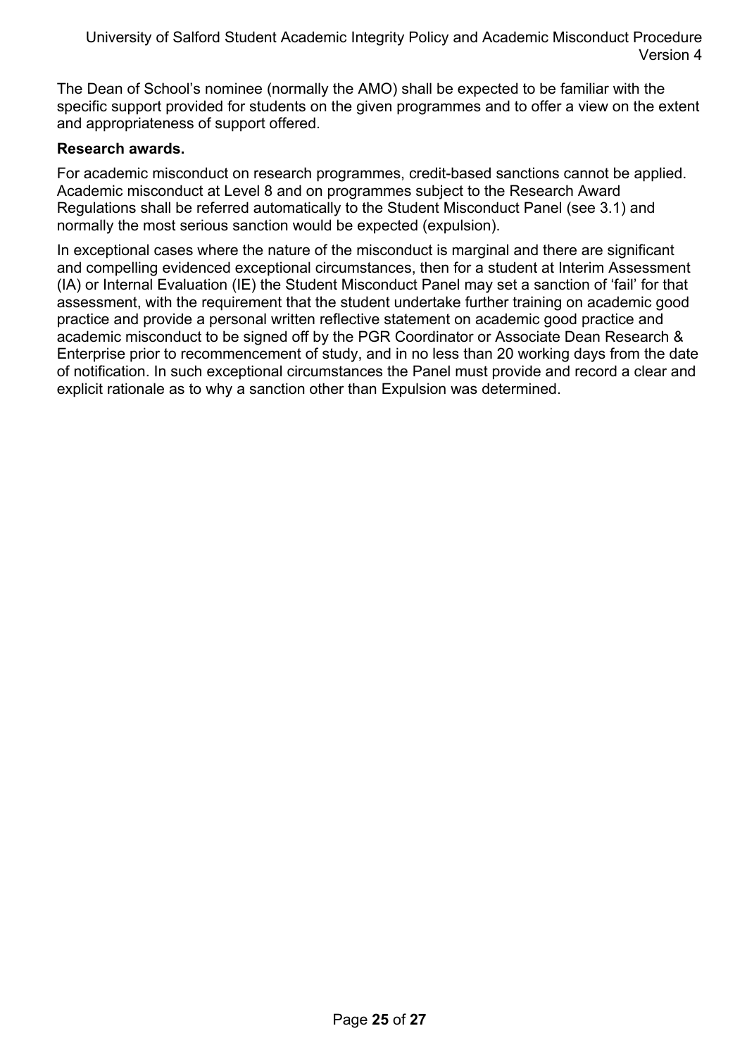The Dean of School's nominee (normally the AMO) shall be expected to be familiar with the specific support provided for students on the given programmes and to offer a view on the extent and appropriateness of support offered.

**Research awards.**

For academic misconduct on research programmes, credit-based sanctions cannot be applied. Academic misconduct at Level 8 and on programmes subject to the Research Award Regulations shall be referred automatically to the Student Misconduct Panel (see 3.1) and normally the most serious sanction would be expected (expulsion).

In exceptional cases where the nature of the misconduct is marginal and there are significant and compelling evidenced exceptional circumstances, then for a student at Interim Assessment (IA) or Internal Evaluation (IE) the Student Misconduct Panel may set a sanction of 'fail' for that assessment, with the requirement that the student undertake further training on academic good practice and provide a personal written reflective statement on academic good practice and academic misconduct to be signed off by the PGR Coordinator or Associate Dean Research & Enterprise prior to recommencement of study, and in no less than 20 working days from the date of notification. In such exceptional circumstances the Panel must provide and record a clear and explicit rationale as to why a sanction other than Expulsion was determined.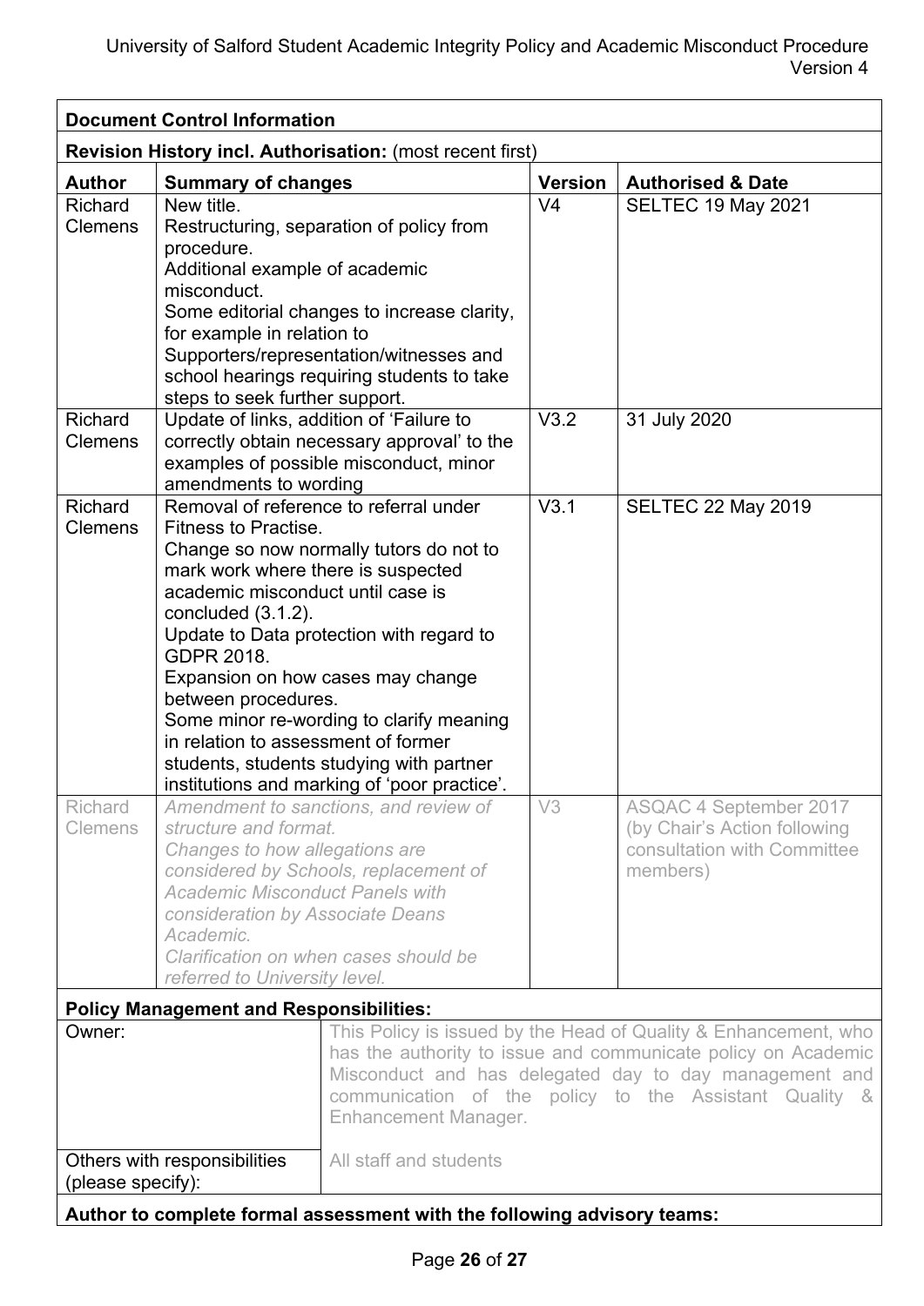**Document Control Information**

**Revision History incl. Authorisation:** (most recent first)

| Author | Summary of changes | Version | Authorised & Date |
|---|---|---|---|
| Richard Clemens | New title. Restructuring, separation of policy from procedure. Additional example of academic misconduct. Some editorial changes to increase clarity, for example in relation to Supporters/representation/witnesses and school hearings requiring students to take steps to seek further support. | V4 | SELTEC 19 May 2021 |
| Richard Clemens | Update of links, addition of 'Failure to correctly obtain necessary approval' to the examples of possible misconduct, minor amendments to wording | V3.2 | 31 July 2020 |
| Richard Clemens | Removal of reference to referral under Fitness to Practise. Change so now normally tutors do not to mark work where there is suspected academic misconduct until case is concluded (3.1.2). Update to Data protection with regard to GDPR 2018. Expansion on how cases may change between procedures. Some minor re-wording to clarify meaning in relation to assessment of former students, students studying with partner institutions and marking of 'poor practice'. | V3.1 | SELTEC 22 May 2019 |
| Richard Clemens | *Amendment to sanctions, and review of structure and format. Changes to how allegations are considered by Schools, replacement of Academic Misconduct Panels with consideration by Associate Deans Academic. Clarification on when cases should be referred to University level.* | V3 | ASQAC 4 September 2017 (by Chair's Action following consultation with Committee members) |

**Policy Management and Responsibilities:**

| | |
|---|---|
| Owner: | This Policy is issued by the Head of Quality & Enhancement, who has the authority to issue and communicate policy on Academic Misconduct and has delegated day to day management and communication of the policy to the Assistant Quality & Enhancement Manager. |
| Others with responsibilities (please specify): | All staff and students |

**Author to complete formal assessment with the following advisory teams:**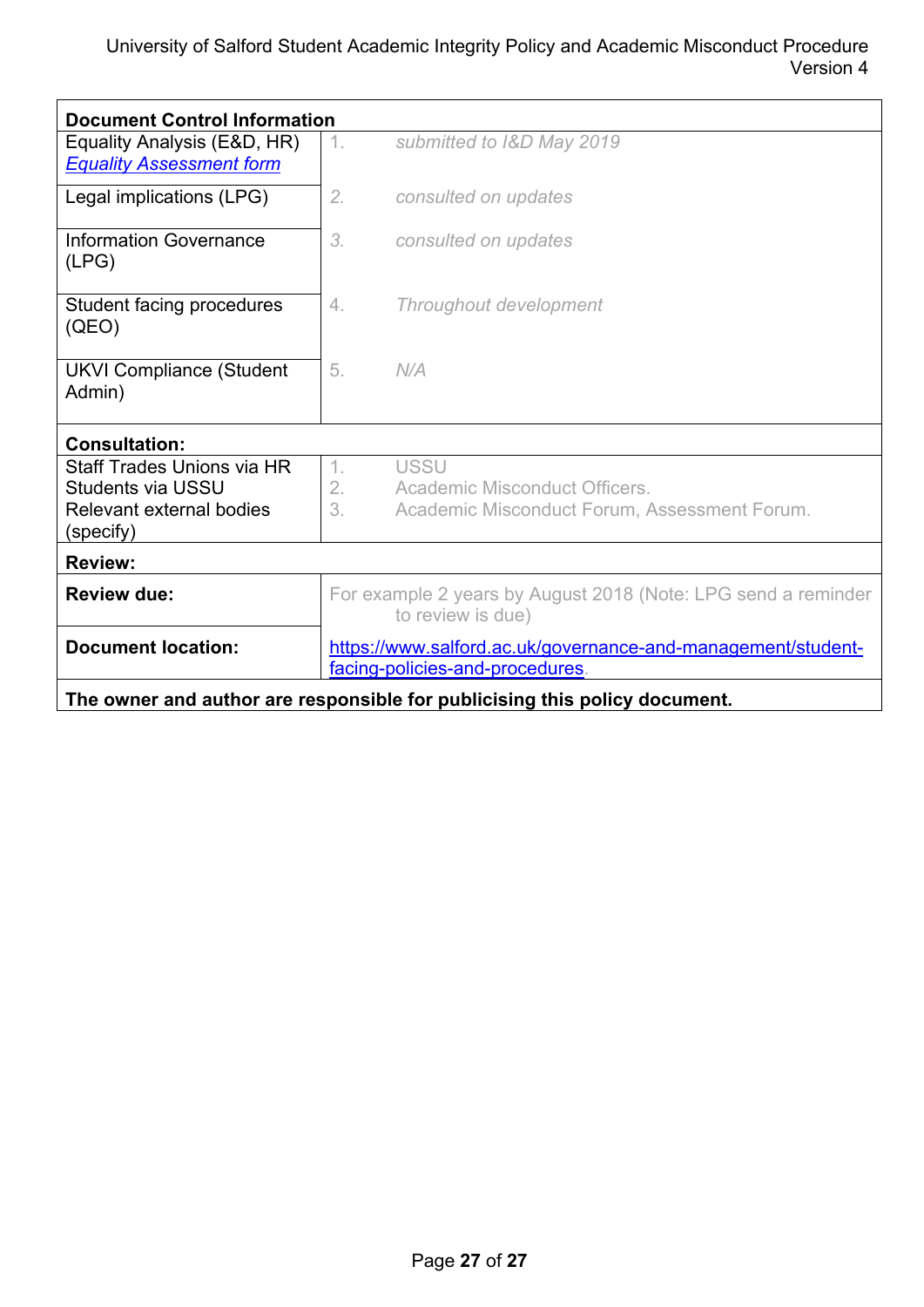| Document Control Information | |
|---|---|
| Equality Analysis (E&D, HR) [Equality Assessment form](Equality Assessment form) | 1. *submitted to I&D May 2019* |
| Legal implications (LPG) | 2. *consulted on updates* |
| Information Governance (LPG) | 3. *consulted on updates* |
| Student facing procedures (QEO) | 4. *Throughout development* |
| UKVI Compliance (Student Admin) | 5. *N/A* |
| **Consultation:** | |
| Staff Trades Unions via HR<br>Students via USSU<br>Relevant external bodies (specify) | 1. USSU<br>2. Academic Misconduct Officers.<br>3. Academic Misconduct Forum, Assessment Forum. |
| **Review:** | |
| **Review due:** | For example 2 years by August 2018 (Note: LPG send a reminder to review is due) |
| **Document location:** | https://www.salford.ac.uk/governance-and-management/student-facing-policies-and-procedures. |
| **The owner and author are responsible for publicising this policy document.** | |